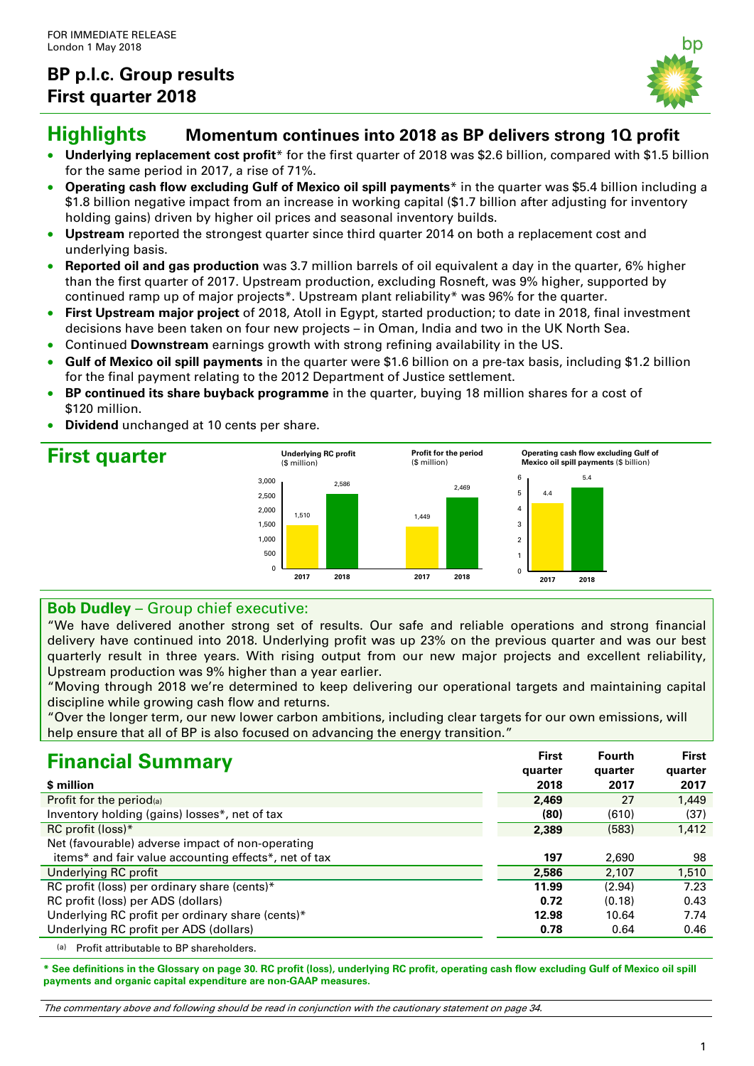FOR IMMEDIATE RELEASE
London 1 May 2018

# BP p.l.c. Group results
# First quarter 2018

## Highlights — Momentum continues into 2018 as BP delivers strong 1Q profit

- **Underlying replacement cost profit*** for the first quarter of 2018 was $2.6 billion, compared with $1.5 billion for the same period in 2017, a rise of 71%.
- **Operating cash flow excluding Gulf of Mexico oil spill payments*** in the quarter was $5.4 billion including a $1.8 billion negative impact from an increase in working capital ($1.7 billion after adjusting for inventory holding gains) driven by higher oil prices and seasonal inventory builds.
- **Upstream** reported the strongest quarter since third quarter 2014 on both a replacement cost and underlying basis.
- **Reported oil and gas production** was 3.7 million barrels of oil equivalent a day in the quarter, 6% higher than the first quarter of 2017. Upstream production, excluding Rosneft, was 9% higher, supported by continued ramp up of major projects*. Upstream plant reliability* was 96% for the quarter.
- **First Upstream major project** of 2018, Atoll in Egypt, started production; to date in 2018, final investment decisions have been taken on four new projects – in Oman, India and two in the UK North Sea.
- Continued **Downstream** earnings growth with strong refining availability in the US.
- **Gulf of Mexico oil spill payments** in the quarter were $1.6 billion on a pre-tax basis, including $1.2 billion for the final payment relating to the 2012 Department of Justice settlement.
- **BP continued its share buyback programme** in the quarter, buying 18 million shares for a cost of $120 million.
- **Dividend** unchanged at 10 cents per share.

## First quarter

**Underlying RC profit** ($ million)

| | 2017 | 2018 |
|---|---|---|
| Underlying RC profit | 1,510 | 2,586 |

**Profit for the period** ($ million)

| | 2017 | 2018 |
|---|---|---|
| Profit for the period | 1,449 | 2,469 |

**Operating cash flow excluding Gulf of Mexico oil spill payments** ($ billion)

| | 2017 | 2018 |
|---|---|---|
| Operating cash flow excluding Gulf of Mexico oil spill payments | 4.4 | 5.4 |

### Bob Dudley – Group chief executive:

"We have delivered another strong set of results. Our safe and reliable operations and strong financial delivery have continued into 2018. Underlying profit was up 23% on the previous quarter and was our best quarterly result in three years. With rising output from our new major projects and excellent reliability, Upstream production was 9% higher than a year earlier.

"Moving through 2018 we're determined to keep delivering our operational targets and maintaining capital discipline while growing cash flow and returns.

"Over the longer term, our new lower carbon ambitions, including clear targets for our own emissions, will help ensure that all of BP is also focused on advancing the energy transition."

## Financial Summary

| $ million | First quarter 2018 | Fourth quarter 2017 | First quarter 2017 |
|---|---|---|---|
| Profit for the period(a) | **2,469** | 27 | 1,449 |
| Inventory holding (gains) losses*, net of tax | **(80)** | (610) | (37) |
| RC profit (loss)* | **2,389** | (583) | 1,412 |
| Net (favourable) adverse impact of non-operating items* and fair value accounting effects*, net of tax | **197** | 2,690 | 98 |
| Underlying RC profit | **2,586** | 2,107 | 1,510 |
| RC profit (loss) per ordinary share (cents)* | **11.99** | (2.94) | 7.23 |
| RC profit (loss) per ADS (dollars) | **0.72** | (0.18) | 0.43 |
| Underlying RC profit per ordinary share (cents)* | **12.98** | 10.64 | 7.74 |
| Underlying RC profit per ADS (dollars) | **0.78** | 0.64 | 0.46 |

(a) Profit attributable to BP shareholders.

**\* See definitions in the Glossary on page 30. RC profit (loss), underlying RC profit, operating cash flow excluding Gulf of Mexico oil spill payments and organic capital expenditure are non-GAAP measures.**

*The commentary above and following should be read in conjunction with the cautionary statement on page 34.*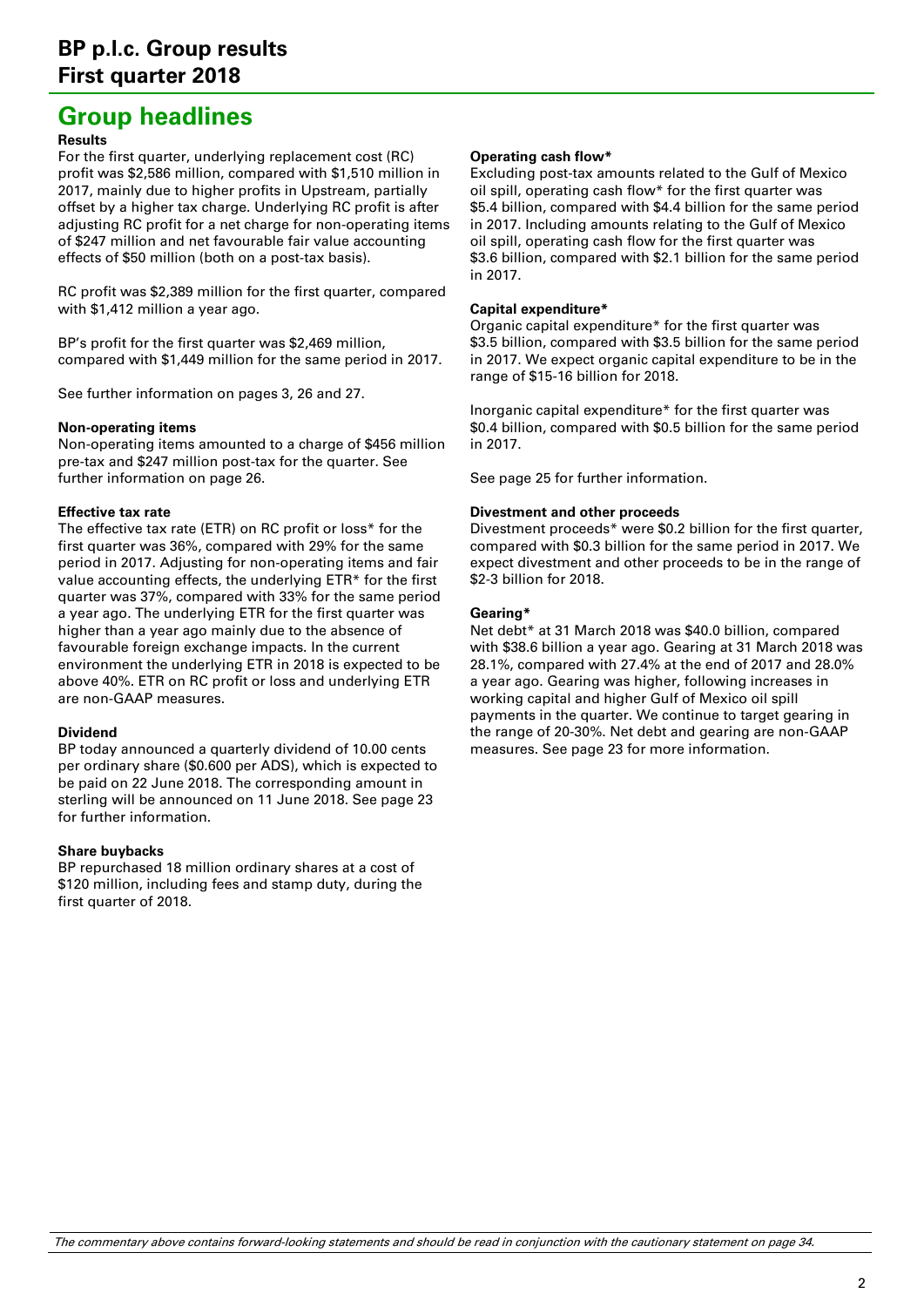# BP p.l.c. Group results
# First quarter 2018

## Group headlines

### Results

For the first quarter, underlying replacement cost (RC) profit was $2,586 million, compared with $1,510 million in 2017, mainly due to higher profits in Upstream, partially offset by a higher tax charge. Underlying RC profit is after adjusting RC profit for a net charge for non-operating items of $247 million and net favourable fair value accounting effects of $50 million (both on a post-tax basis).

RC profit was $2,389 million for the first quarter, compared with $1,412 million a year ago.

BP's profit for the first quarter was $2,469 million, compared with $1,449 million for the same period in 2017.

See further information on pages 3, 26 and 27.

### Non-operating items

Non-operating items amounted to a charge of $456 million pre-tax and $247 million post-tax for the quarter. See further information on page 26.

### Effective tax rate

The effective tax rate (ETR) on RC profit or loss* for the first quarter was 36%, compared with 29% for the same period in 2017. Adjusting for non-operating items and fair value accounting effects, the underlying ETR* for the first quarter was 37%, compared with 33% for the same period a year ago. The underlying ETR for the first quarter was higher than a year ago mainly due to the absence of favourable foreign exchange impacts. In the current environment the underlying ETR in 2018 is expected to be above 40%. ETR on RC profit or loss and underlying ETR are non-GAAP measures.

### Dividend

BP today announced a quarterly dividend of 10.00 cents per ordinary share ($0.600 per ADS), which is expected to be paid on 22 June 2018. The corresponding amount in sterling will be announced on 11 June 2018. See page 23 for further information.

### Share buybacks

BP repurchased 18 million ordinary shares at a cost of $120 million, including fees and stamp duty, during the first quarter of 2018.

### Operating cash flow*

Excluding post-tax amounts related to the Gulf of Mexico oil spill, operating cash flow* for the first quarter was $5.4 billion, compared with $4.4 billion for the same period in 2017. Including amounts relating to the Gulf of Mexico oil spill, operating cash flow for the first quarter was $3.6 billion, compared with $2.1 billion for the same period in 2017.

### Capital expenditure*

Organic capital expenditure* for the first quarter was $3.5 billion, compared with $3.5 billion for the same period in 2017. We expect organic capital expenditure to be in the range of $15-16 billion for 2018.

Inorganic capital expenditure* for the first quarter was $0.4 billion, compared with $0.5 billion for the same period in 2017.

See page 25 for further information.

### Divestment and other proceeds

Divestment proceeds* were $0.2 billion for the first quarter, compared with $0.3 billion for the same period in 2017. We expect divestment and other proceeds to be in the range of $2-3 billion for 2018.

### Gearing*

Net debt* at 31 March 2018 was $40.0 billion, compared with $38.6 billion a year ago. Gearing at 31 March 2018 was 28.1%, compared with 27.4% at the end of 2017 and 28.0% a year ago. Gearing was higher, following increases in working capital and higher Gulf of Mexico oil spill payments in the quarter. We continue to target gearing in the range of 20-30%. Net debt and gearing are non-GAAP measures. See page 23 for more information.

*The commentary above contains forward-looking statements and should be read in conjunction with the cautionary statement on page 34.*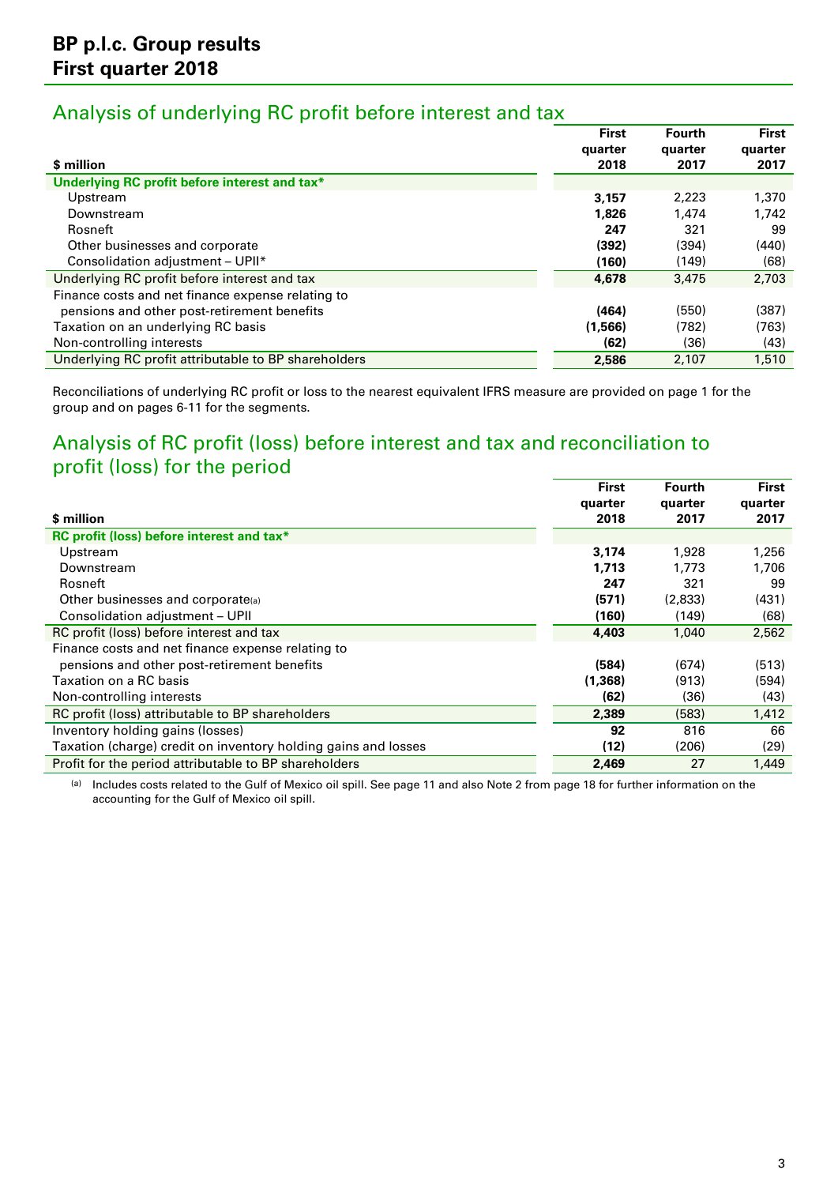# BP p.l.c. Group results
# First quarter 2018

## Analysis of underlying RC profit before interest and tax

| $ million | First quarter 2018 | Fourth quarter 2017 | First quarter 2017 |
|---|---|---|---|
| **Underlying RC profit before interest and tax*** | | | |
| Upstream | **3,157** | 2,223 | 1,370 |
| Downstream | **1,826** | 1,474 | 1,742 |
| Rosneft | **247** | 321 | 99 |
| Other businesses and corporate | **(392)** | (394) | (440) |
| Consolidation adjustment – UPII* | **(160)** | (149) | (68) |
| Underlying RC profit before interest and tax | **4,678** | 3,475 | 2,703 |
| Finance costs and net finance expense relating to pensions and other post-retirement benefits | **(464)** | (550) | (387) |
| Taxation on an underlying RC basis | **(1,566)** | (782) | (763) |
| Non-controlling interests | **(62)** | (36) | (43) |
| Underlying RC profit attributable to BP shareholders | **2,586** | 2,107 | 1,510 |

Reconciliations of underlying RC profit or loss to the nearest equivalent IFRS measure are provided on page 1 for the group and on pages 6-11 for the segments.

## Analysis of RC profit (loss) before interest and tax and reconciliation to profit (loss) for the period

| $ million | First quarter 2018 | Fourth quarter 2017 | First quarter 2017 |
|---|---|---|---|
| **RC profit (loss) before interest and tax*** | | | |
| Upstream | **3,174** | 1,928 | 1,256 |
| Downstream | **1,713** | 1,773 | 1,706 |
| Rosneft | **247** | 321 | 99 |
| Other businesses and corporate[(a)] | **(571)** | (2,833) | (431) |
| Consolidation adjustment – UPII | **(160)** | (149) | (68) |
| RC profit (loss) before interest and tax | **4,403** | 1,040 | 2,562 |
| Finance costs and net finance expense relating to pensions and other post-retirement benefits | **(584)** | (674) | (513) |
| Taxation on a RC basis | **(1,368)** | (913) | (594) |
| Non-controlling interests | **(62)** | (36) | (43) |
| RC profit (loss) attributable to BP shareholders | **2,389** | (583) | 1,412 |
| Inventory holding gains (losses) | **92** | 816 | 66 |
| Taxation (charge) credit on inventory holding gains and losses | **(12)** | (206) | (29) |
| Profit for the period attributable to BP shareholders | **2,469** | 27 | 1,449 |

(a) Includes costs related to the Gulf of Mexico oil spill. See page 11 and also Note 2 from page 18 for further information on the accounting for the Gulf of Mexico oil spill.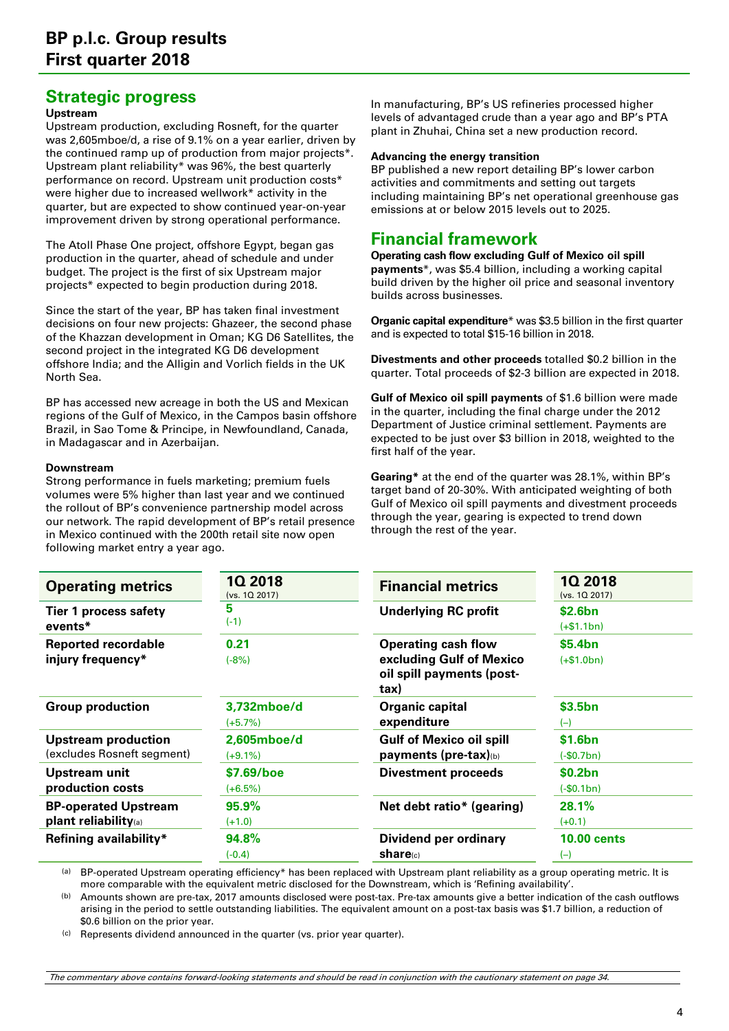# BP p.l.c. Group results
# First quarter 2018

## Strategic progress

### Upstream

Upstream production, excluding Rosneft, for the quarter was 2,605mboe/d, a rise of 9.1% on a year earlier, driven by the continued ramp up of production from major projects*. Upstream plant reliability* was 96%, the best quarterly performance on record. Upstream unit production costs* were higher due to increased wellwork* activity in the quarter, but are expected to show continued year-on-year improvement driven by strong operational performance.

The Atoll Phase One project, offshore Egypt, began gas production in the quarter, ahead of schedule and under budget. The project is the first of six Upstream major projects* expected to begin production during 2018.

Since the start of the year, BP has taken final investment decisions on four new projects: Ghazeer, the second phase of the Khazzan development in Oman; KG D6 Satellites, the second project in the integrated KG D6 development offshore India; and the Alligin and Vorlich fields in the UK North Sea.

BP has accessed new acreage in both the US and Mexican regions of the Gulf of Mexico, in the Campos basin offshore Brazil, in Sao Tome & Principe, in Newfoundland, Canada, in Madagascar and in Azerbaijan.

### Downstream

Strong performance in fuels marketing; premium fuels volumes were 5% higher than last year and we continued the rollout of BP's convenience partnership model across our network. The rapid development of BP's retail presence in Mexico continued with the 200th retail site now open following market entry a year ago.

In manufacturing, BP's US refineries processed higher levels of advantaged crude than a year ago and BP's PTA plant in Zhuhai, China set a new production record.

### Advancing the energy transition

BP published a new report detailing BP's lower carbon activities and commitments and setting out targets including maintaining BP's net operational greenhouse gas emissions at or below 2015 levels out to 2025.

## Financial framework

**Operating cash flow excluding Gulf of Mexico oil spill payments***, was $5.4 billion, including a working capital build driven by the higher oil price and seasonal inventory builds across businesses.

**Organic capital expenditure*** was $3.5 billion in the first quarter and is expected to total $15-16 billion in 2018.

**Divestments and other proceeds** totalled $0.2 billion in the quarter. Total proceeds of $2-3 billion are expected in 2018.

**Gulf of Mexico oil spill payments** of $1.6 billion were made in the quarter, including the final charge under the 2012 Department of Justice criminal settlement. Payments are expected to be just over $3 billion in 2018, weighted to the first half of the year.

**Gearing*** at the end of the quarter was 28.1%, within BP's target band of 20-30%. With anticipated weighting of both Gulf of Mexico oil spill payments and divestment proceeds through the year, gearing is expected to trend down through the rest of the year.

| Operating metrics | 1Q 2018 (vs. 1Q 2017) |
|---|---|
| Tier 1 process safety events* | 5 (-1) |
| Reported recordable injury frequency* | 0.21 (-8%) |
| Group production | 3,732mboe/d (+5.7%) |
| Upstream production (excludes Rosneft segment) | 2,605mboe/d (+9.1%) |
| Upstream unit production costs | $7.69/boe (+6.5%) |
| BP-operated Upstream plant reliability[(a)] | 95.9% (+1.0) |
| Refining availability* | 94.8% (-0.4) |

| Financial metrics | 1Q 2018 (vs. 1Q 2017) |
|---|---|
| Underlying RC profit | $2.6bn (+$1.1bn) |
| Operating cash flow excluding Gulf of Mexico oil spill payments (post-tax) | $5.4bn (+$1.0bn) |
| Organic capital expenditure | $3.5bn (–) |
| Gulf of Mexico oil spill payments (pre-tax)[(b)] | $1.6bn (-$0.7bn) |
| Divestment proceeds | $0.2bn (-$0.1bn) |
| Net debt ratio* (gearing) | 28.1% (+0.1) |
| Dividend per ordinary share[(c)] | 10.00 cents (–) |

(a) BP-operated Upstream operating efficiency* has been replaced with Upstream plant reliability as a group operating metric. It is more comparable with the equivalent metric disclosed for the Downstream, which is 'Refining availability'.

(b) Amounts shown are pre-tax, 2017 amounts disclosed were post-tax. Pre-tax amounts give a better indication of the cash outflows arising in the period to settle outstanding liabilities. The equivalent amount on a post-tax basis was $1.7 billion, a reduction of $0.6 billion on the prior year.

(c) Represents dividend announced in the quarter (vs. prior year quarter).

*The commentary above contains forward-looking statements and should be read in conjunction with the cautionary statement on page 34.*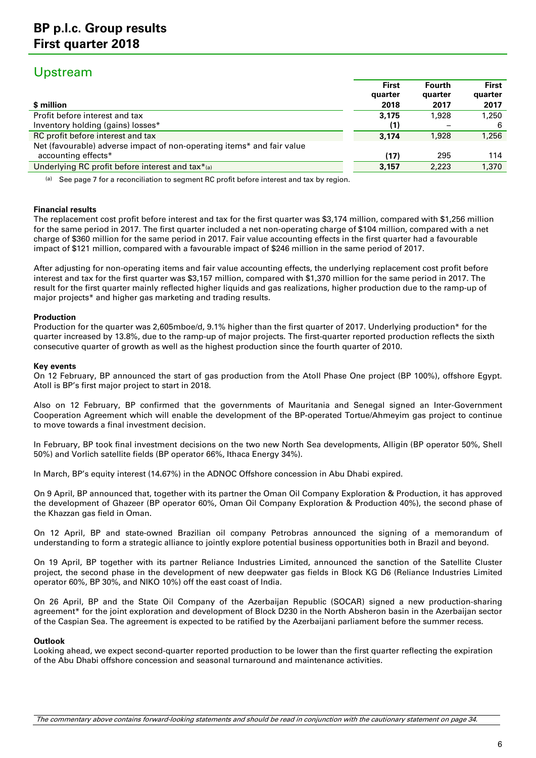## Upstream

| $ million | First quarter 2018 | Fourth quarter 2017 | First quarter 2017 |
|---|---|---|---|
| Profit before interest and tax | **3,175** | 1,928 | 1,250 |
| Inventory holding (gains) losses* | **(1)** | – | 6 |
| RC profit before interest and tax | **3,174** | 1,928 | 1,256 |
| Net (favourable) adverse impact of non-operating items* and fair value accounting effects* | **(17)** | 295 | 114 |
| Underlying RC profit before interest and tax*(a) | **3,157** | 2,223 | 1,370 |

(a) See page 7 for a reconciliation to segment RC profit before interest and tax by region.

**Financial results**

The replacement cost profit before interest and tax for the first quarter was $3,174 million, compared with $1,256 million for the same period in 2017. The first quarter included a net non-operating charge of $104 million, compared with a net charge of $360 million for the same period in 2017. Fair value accounting effects in the first quarter had a favourable impact of $121 million, compared with a favourable impact of $246 million in the same period of 2017.

After adjusting for non-operating items and fair value accounting effects, the underlying replacement cost profit before interest and tax for the first quarter was $3,157 million, compared with $1,370 million for the same period in 2017. The result for the first quarter mainly reflected higher liquids and gas realizations, higher production due to the ramp-up of major projects* and higher gas marketing and trading results.

**Production**

Production for the quarter was 2,605mboe/d, 9.1% higher than the first quarter of 2017. Underlying production* for the quarter increased by 13.8%, due to the ramp-up of major projects. The first-quarter reported production reflects the sixth consecutive quarter of growth as well as the highest production since the fourth quarter of 2010.

**Key events**

On 12 February, BP announced the start of gas production from the Atoll Phase One project (BP 100%), offshore Egypt. Atoll is BP's first major project to start in 2018.

Also on 12 February, BP confirmed that the governments of Mauritania and Senegal signed an Inter-Government Cooperation Agreement which will enable the development of the BP-operated Tortue/Ahmeyim gas project to continue to move towards a final investment decision.

In February, BP took final investment decisions on the two new North Sea developments, Alligin (BP operator 50%, Shell 50%) and Vorlich satellite fields (BP operator 66%, Ithaca Energy 34%).

In March, BP's equity interest (14.67%) in the ADNOC Offshore concession in Abu Dhabi expired.

On 9 April, BP announced that, together with its partner the Oman Oil Company Exploration & Production, it has approved the development of Ghazeer (BP operator 60%, Oman Oil Company Exploration & Production 40%), the second phase of the Khazzan gas field in Oman.

On 12 April, BP and state-owned Brazilian oil company Petrobras announced the signing of a memorandum of understanding to form a strategic alliance to jointly explore potential business opportunities both in Brazil and beyond.

On 19 April, BP together with its partner Reliance Industries Limited, announced the sanction of the Satellite Cluster project, the second phase in the development of new deepwater gas fields in Block KG D6 (Reliance Industries Limited operator 60%, BP 30%, and NIKO 10%) off the east coast of India.

On 26 April, BP and the State Oil Company of the Azerbaijan Republic (SOCAR) signed a new production-sharing agreement* for the joint exploration and development of Block D230 in the North Absheron basin in the Azerbaijan sector of the Caspian Sea. The agreement is expected to be ratified by the Azerbaijani parliament before the summer recess.

**Outlook**

Looking ahead, we expect second-quarter reported production to be lower than the first quarter reflecting the expiration of the Abu Dhabi offshore concession and seasonal turnaround and maintenance activities.

*The commentary above contains forward-looking statements and should be read in conjunction with the cautionary statement on page 34.*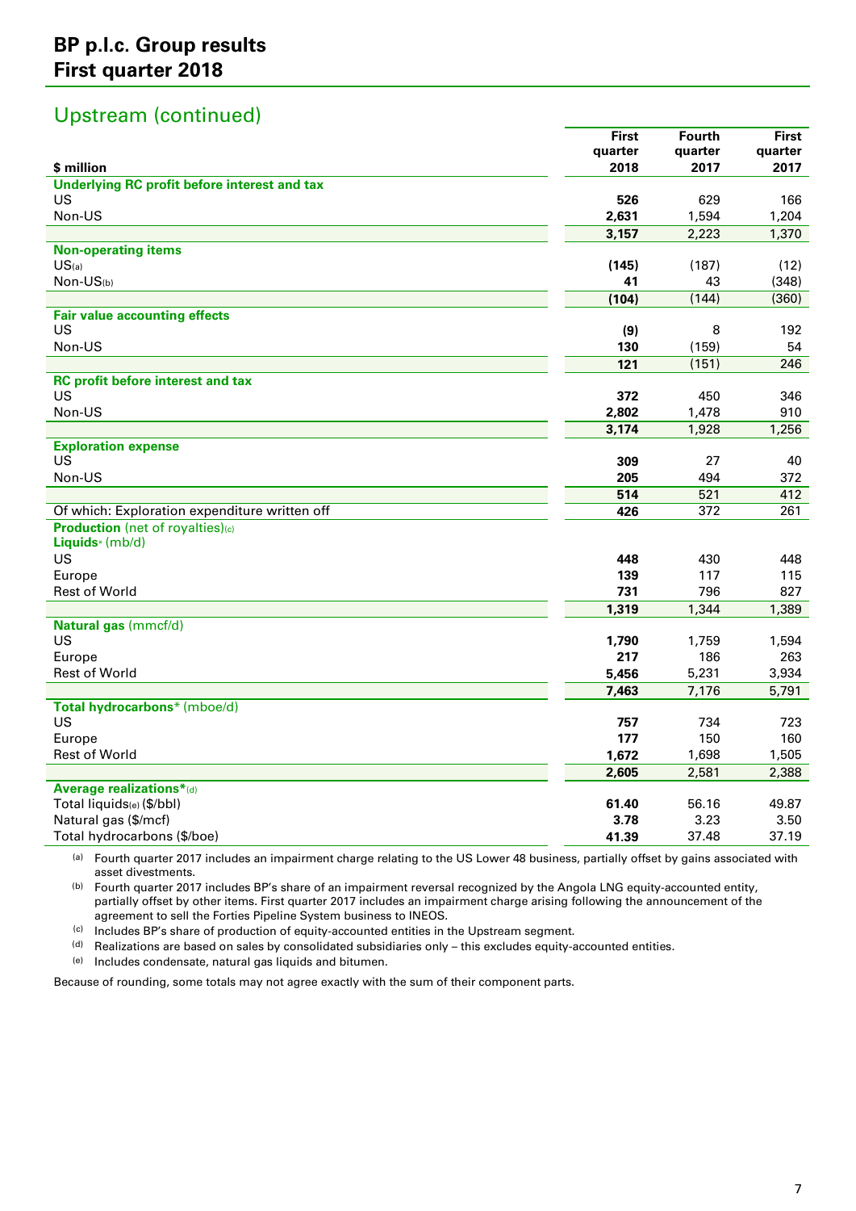# BP p.l.c. Group results
# First quarter 2018

## Upstream (continued)

| $ million | First quarter 2018 | Fourth quarter 2017 | First quarter 2017 |
|---|---|---|---|
| **Underlying RC profit before interest and tax** | | | |
| US | **526** | 629 | 166 |
| Non-US | **2,631** | 1,594 | 1,204 |
| | **3,157** | 2,223 | 1,370 |
| **Non-operating items** | | | |
| US[(a)] | **(145)** | (187) | (12) |
| Non-US[(b)] | **41** | 43 | (348) |
| | **(104)** | (144) | (360) |
| **Fair value accounting effects** | | | |
| US | **(9)** | 8 | 192 |
| Non-US | **130** | (159) | 54 |
| | **121** | (151) | 246 |
| **RC profit before interest and tax** | | | |
| US | **372** | 450 | 346 |
| Non-US | **2,802** | 1,478 | 910 |
| | **3,174** | 1,928 | 1,256 |
| **Exploration expense** | | | |
| US | **309** | 27 | 40 |
| Non-US | **205** | 494 | 372 |
| | **514** | 521 | 412 |
| Of which: Exploration expenditure written off | **426** | 372 | 261 |
| **Production** (net of royalties)[(c)] | | | |
| **Liquids*** (mb/d) | | | |
| US | **448** | 430 | 448 |
| Europe | **139** | 117 | 115 |
| Rest of World | **731** | 796 | 827 |
| | **1,319** | 1,344 | 1,389 |
| **Natural gas** (mmcf/d) | | | |
| US | **1,790** | 1,759 | 1,594 |
| Europe | **217** | 186 | 263 |
| Rest of World | **5,456** | 5,231 | 3,934 |
| | **7,463** | 7,176 | 5,791 |
| **Total hydrocarbons*** (mboe/d) | | | |
| US | **757** | 734 | 723 |
| Europe | **177** | 150 | 160 |
| Rest of World | **1,672** | 1,698 | 1,505 |
| | **2,605** | 2,581 | 2,388 |
| **Average realizations***[(d)] | | | |
| Total liquids[(e)] ($/bbl) | **61.40** | 56.16 | 49.87 |
| Natural gas ($/mcf) | **3.78** | 3.23 | 3.50 |
| Total hydrocarbons ($/boe) | **41.39** | 37.48 | 37.19 |

(a) Fourth quarter 2017 includes an impairment charge relating to the US Lower 48 business, partially offset by gains associated with asset divestments.

(b) Fourth quarter 2017 includes BP's share of an impairment reversal recognized by the Angola LNG equity-accounted entity, partially offset by other items. First quarter 2017 includes an impairment charge arising following the announcement of the agreement to sell the Forties Pipeline System business to INEOS.

(c) Includes BP's share of production of equity-accounted entities in the Upstream segment.

(d) Realizations are based on sales by consolidated subsidiaries only – this excludes equity-accounted entities.

(e) Includes condensate, natural gas liquids and bitumen.

Because of rounding, some totals may not agree exactly with the sum of their component parts.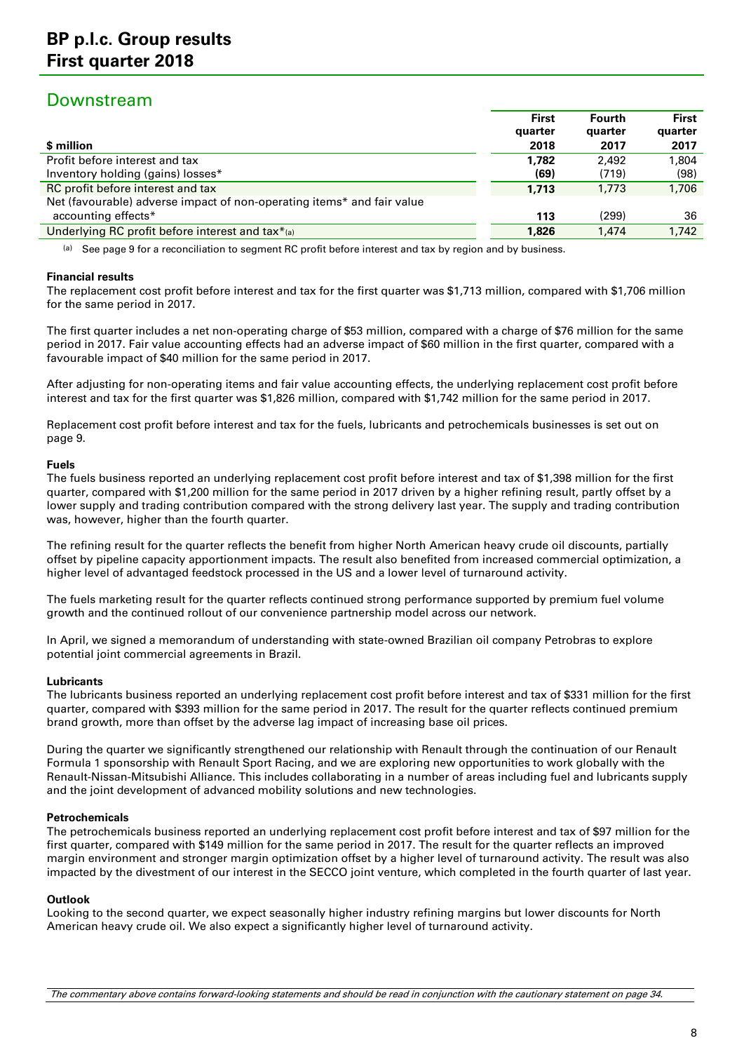# BP p.l.c. Group results
# First quarter 2018

## Downstream

| $ million | First quarter 2018 | Fourth quarter 2017 | First quarter 2017 |
|---|---|---|---|
| Profit before interest and tax | **1,782** | 2,492 | 1,804 |
| Inventory holding (gains) losses* | **(69)** | (719) | (98) |
| RC profit before interest and tax | **1,713** | 1,773 | 1,706 |
| Net (favourable) adverse impact of non-operating items* and fair value accounting effects* | **113** | (299) | 36 |
| Underlying RC profit before interest and tax*[a] | **1,826** | 1,474 | 1,742 |

[a] See page 9 for a reconciliation to segment RC profit before interest and tax by region and by business.

**Financial results**

The replacement cost profit before interest and tax for the first quarter was $1,713 million, compared with $1,706 million for the same period in 2017.

The first quarter includes a net non-operating charge of $53 million, compared with a charge of $76 million for the same period in 2017. Fair value accounting effects had an adverse impact of $60 million in the first quarter, compared with a favourable impact of $40 million for the same period in 2017.

After adjusting for non-operating items and fair value accounting effects, the underlying replacement cost profit before interest and tax for the first quarter was $1,826 million, compared with $1,742 million for the same period in 2017.

Replacement cost profit before interest and tax for the fuels, lubricants and petrochemicals businesses is set out on page 9.

**Fuels**

The fuels business reported an underlying replacement cost profit before interest and tax of $1,398 million for the first quarter, compared with $1,200 million for the same period in 2017 driven by a higher refining result, partly offset by a lower supply and trading contribution compared with the strong delivery last year. The supply and trading contribution was, however, higher than the fourth quarter.

The refining result for the quarter reflects the benefit from higher North American heavy crude oil discounts, partially offset by pipeline capacity apportionment impacts. The result also benefited from increased commercial optimization, a higher level of advantaged feedstock processed in the US and a lower level of turnaround activity.

The fuels marketing result for the quarter reflects continued strong performance supported by premium fuel volume growth and the continued rollout of our convenience partnership model across our network.

In April, we signed a memorandum of understanding with state-owned Brazilian oil company Petrobras to explore potential joint commercial agreements in Brazil.

**Lubricants**

The lubricants business reported an underlying replacement cost profit before interest and tax of $331 million for the first quarter, compared with $393 million for the same period in 2017. The result for the quarter reflects continued premium brand growth, more than offset by the adverse lag impact of increasing base oil prices.

During the quarter we significantly strengthened our relationship with Renault through the continuation of our Renault Formula 1 sponsorship with Renault Sport Racing, and we are exploring new opportunities to work globally with the Renault-Nissan-Mitsubishi Alliance. This includes collaborating in a number of areas including fuel and lubricants supply and the joint development of advanced mobility solutions and new technologies.

**Petrochemicals**

The petrochemicals business reported an underlying replacement cost profit before interest and tax of $97 million for the first quarter, compared with $149 million for the same period in 2017. The result for the quarter reflects an improved margin environment and stronger margin optimization offset by a higher level of turnaround activity. The result was also impacted by the divestment of our interest in the SECCO joint venture, which completed in the fourth quarter of last year.

**Outlook**

Looking to the second quarter, we expect seasonally higher industry refining margins but lower discounts for North American heavy crude oil. We also expect a significantly higher level of turnaround activity.

*The commentary above contains forward-looking statements and should be read in conjunction with the cautionary statement on page 34.*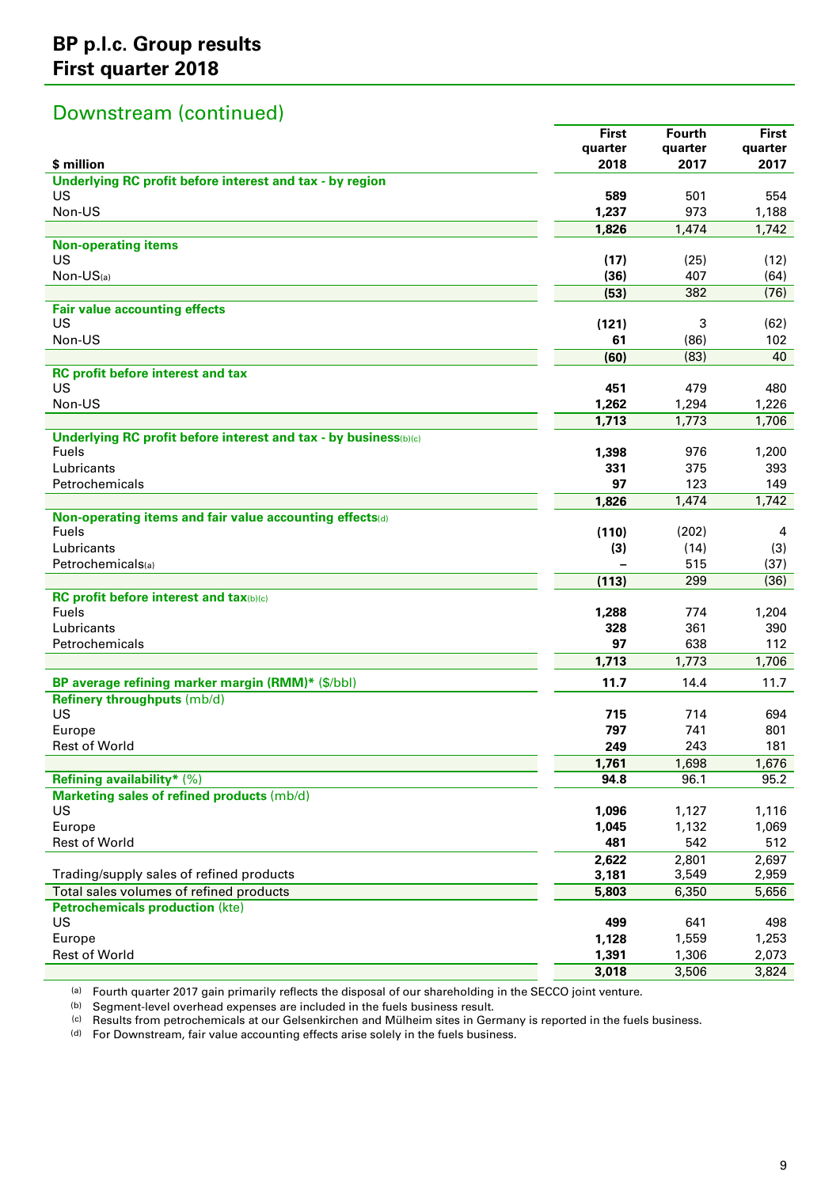# BP p.l.c. Group results
# First quarter 2018

## Downstream (continued)

| $ million | First quarter 2018 | Fourth quarter 2017 | First quarter 2017 |
|---|---|---|---|
| **Underlying RC profit before interest and tax - by region** | | | |
| US | **589** | 501 | 554 |
| Non-US | **1,237** | 973 | 1,188 |
| | **1,826** | 1,474 | 1,742 |
| **Non-operating items** | | | |
| US | **(17)** | (25) | (12) |
| Non-US[(a)] | **(36)** | 407 | (64) |
| | **(53)** | 382 | (76) |
| **Fair value accounting effects** | | | |
| US | **(121)** | 3 | (62) |
| Non-US | **61** | (86) | 102 |
| | **(60)** | (83) | 40 |
| **RC profit before interest and tax** | | | |
| US | **451** | 479 | 480 |
| Non-US | **1,262** | 1,294 | 1,226 |
| | **1,713** | 1,773 | 1,706 |
| **Underlying RC profit before interest and tax - by business**[(b)(c)] | | | |
| Fuels | **1,398** | 976 | 1,200 |
| Lubricants | **331** | 375 | 393 |
| Petrochemicals | **97** | 123 | 149 |
| | **1,826** | 1,474 | 1,742 |
| **Non-operating items and fair value accounting effects**[(d)] | | | |
| Fuels | **(110)** | (202) | 4 |
| Lubricants | **(3)** | (14) | (3) |
| Petrochemicals[(a)] | **–** | 515 | (37) |
| | **(113)** | 299 | (36) |
| **RC profit before interest and tax**[(b)(c)] | | | |
| Fuels | **1,288** | 774 | 1,204 |
| Lubricants | **328** | 361 | 390 |
| Petrochemicals | **97** | 638 | 112 |
| | **1,713** | 1,773 | 1,706 |
| **BP average refining marker margin (RMM)*** ($/bbl) | **11.7** | 14.4 | 11.7 |
| **Refinery throughputs** (mb/d) | | | |
| US | **715** | 714 | 694 |
| Europe | **797** | 741 | 801 |
| Rest of World | **249** | 243 | 181 |
| | **1,761** | 1,698 | 1,676 |
| **Refining availability*** (%) | **94.8** | 96.1 | 95.2 |
| **Marketing sales of refined products** (mb/d) | | | |
| US | **1,096** | 1,127 | 1,116 |
| Europe | **1,045** | 1,132 | 1,069 |
| Rest of World | **481** | 542 | 512 |
| | **2,622** | 2,801 | 2,697 |
| Trading/supply sales of refined products | **3,181** | 3,549 | 2,959 |
| Total sales volumes of refined products | **5,803** | 6,350 | 5,656 |
| **Petrochemicals production** (kte) | | | |
| US | **499** | 641 | 498 |
| Europe | **1,128** | 1,559 | 1,253 |
| Rest of World | **1,391** | 1,306 | 2,073 |
| | **3,018** | 3,506 | 3,824 |

(a) Fourth quarter 2017 gain primarily reflects the disposal of our shareholding in the SECCO joint venture.
(b) Segment-level overhead expenses are included in the fuels business result.
(c) Results from petrochemicals at our Gelsenkirchen and Mülheim sites in Germany is reported in the fuels business.
(d) For Downstream, fair value accounting effects arise solely in the fuels business.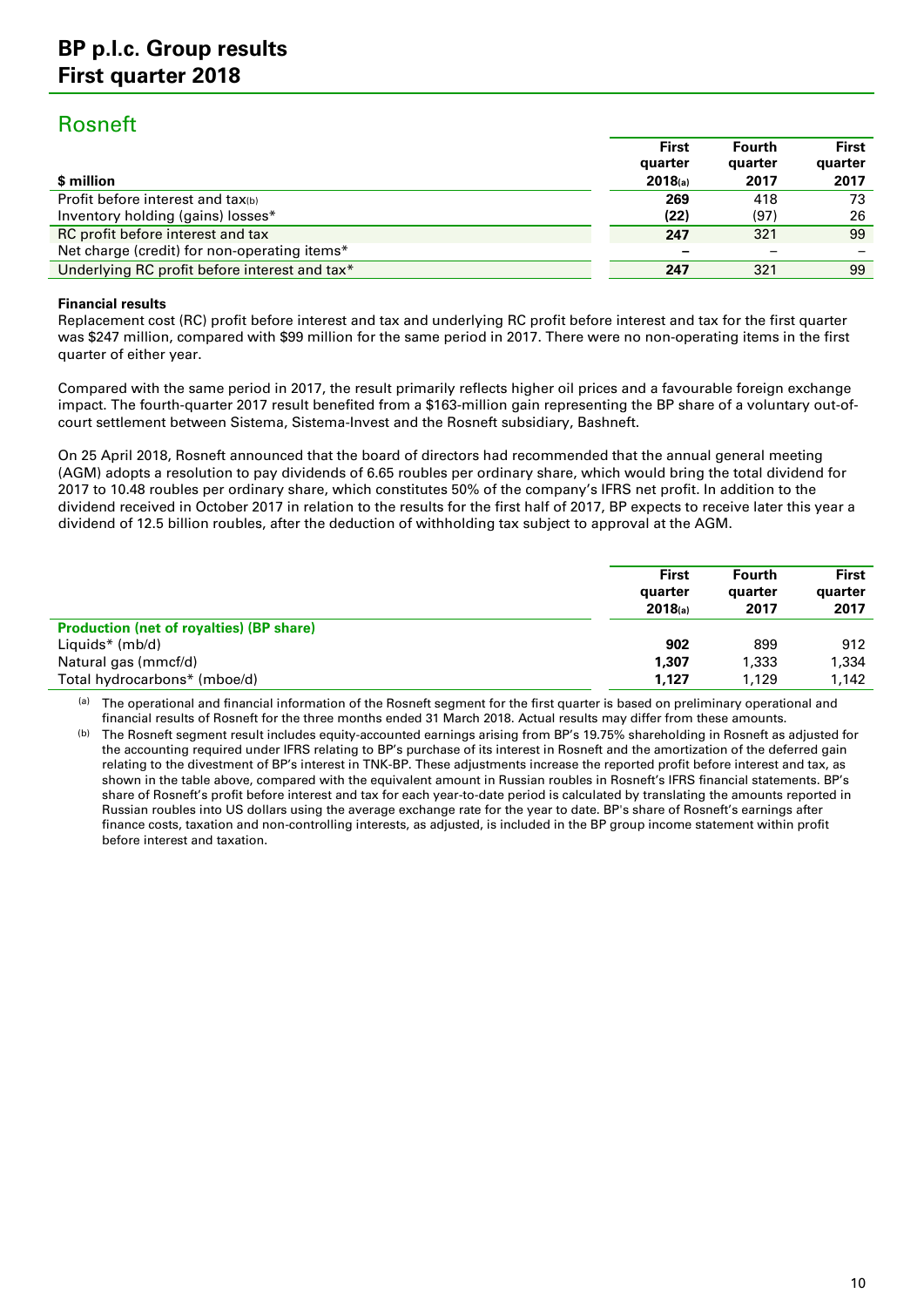# BP p.l.c. Group results
# First quarter 2018

## Rosneft

| \$ million | First quarter 2018[a] | Fourth quarter 2017 | First quarter 2017 |
|---|---|---|---|
| Profit before interest and tax[b] | **269** | 418 | 73 |
| Inventory holding (gains) losses* | **(22)** | (97) | 26 |
| RC profit before interest and tax | **247** | 321 | 99 |
| Net charge (credit) for non-operating items* | **–** | – | – |
| Underlying RC profit before interest and tax* | **247** | 321 | 99 |

**Financial results**

Replacement cost (RC) profit before interest and tax and underlying RC profit before interest and tax for the first quarter was \$247 million, compared with \$99 million for the same period in 2017. There were no non-operating items in the first quarter of either year.

Compared with the same period in 2017, the result primarily reflects higher oil prices and a favourable foreign exchange impact. The fourth-quarter 2017 result benefited from a \$163-million gain representing the BP share of a voluntary out-of-court settlement between Sistema, Sistema-Invest and the Rosneft subsidiary, Bashneft.

On 25 April 2018, Rosneft announced that the board of directors had recommended that the annual general meeting (AGM) adopts a resolution to pay dividends of 6.65 roubles per ordinary share, which would bring the total dividend for 2017 to 10.48 roubles per ordinary share, which constitutes 50% of the company's IFRS net profit. In addition to the dividend received in October 2017 in relation to the results for the first half of 2017, BP expects to receive later this year a dividend of 12.5 billion roubles, after the deduction of withholding tax subject to approval at the AGM.

| | First quarter 2018[a] | Fourth quarter 2017 | First quarter 2017 |
|---|---|---|---|
| **Production (net of royalties) (BP share)** | | | |
| Liquids* (mb/d) | **902** | 899 | 912 |
| Natural gas (mmcf/d) | **1,307** | 1,333 | 1,334 |
| Total hydrocarbons* (mboe/d) | **1,127** | 1,129 | 1,142 |

[a] The operational and financial information of the Rosneft segment for the first quarter is based on preliminary operational and financial results of Rosneft for the three months ended 31 March 2018. Actual results may differ from these amounts.

[b] The Rosneft segment result includes equity-accounted earnings arising from BP's 19.75% shareholding in Rosneft as adjusted for the accounting required under IFRS relating to BP's purchase of its interest in Rosneft and the amortization of the deferred gain relating to the divestment of BP's interest in TNK-BP. These adjustments increase the reported profit before interest and tax, as shown in the table above, compared with the equivalent amount in Russian roubles in Rosneft's IFRS financial statements. BP's share of Rosneft's profit before interest and tax for each year-to-date period is calculated by translating the amounts reported in Russian roubles into US dollars using the average exchange rate for the year to date. BP's share of Rosneft's earnings after finance costs, taxation and non-controlling interests, as adjusted, is included in the BP group income statement within profit before interest and taxation.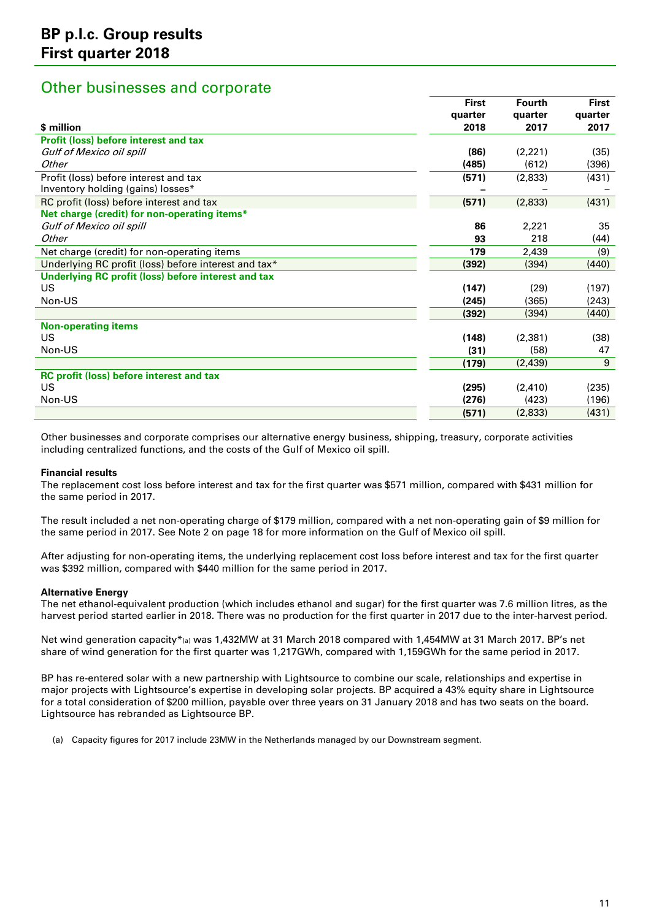## Other businesses and corporate

| $ million | First quarter 2018 | Fourth quarter 2017 | First quarter 2017 |
|---|---|---|---|
| **Profit (loss) before interest and tax** | | | |
| *Gulf of Mexico oil spill* | **(86)** | (2,221) | (35) |
| *Other* | **(485)** | (612) | (396) |
| Profit (loss) before interest and tax | **(571)** | (2,833) | (431) |
| Inventory holding (gains) losses* | **–** | – | – |
| RC profit (loss) before interest and tax | **(571)** | (2,833) | (431) |
| **Net charge (credit) for non-operating items*** | | | |
| *Gulf of Mexico oil spill* | **86** | 2,221 | 35 |
| *Other* | **93** | 218 | (44) |
| Net charge (credit) for non-operating items | **179** | 2,439 | (9) |
| Underlying RC profit (loss) before interest and tax* | **(392)** | (394) | (440) |
| **Underlying RC profit (loss) before interest and tax** | | | |
| US | **(147)** | (29) | (197) |
| Non-US | **(245)** | (365) | (243) |
| | **(392)** | (394) | (440) |
| **Non-operating items** | | | |
| US | **(148)** | (2,381) | (38) |
| Non-US | **(31)** | (58) | 47 |
| | **(179)** | (2,439) | 9 |
| **RC profit (loss) before interest and tax** | | | |
| US | **(295)** | (2,410) | (235) |
| Non-US | **(276)** | (423) | (196) |
| | **(571)** | (2,833) | (431) |

Other businesses and corporate comprises our alternative energy business, shipping, treasury, corporate activities including centralized functions, and the costs of the Gulf of Mexico oil spill.

**Financial results**

The replacement cost loss before interest and tax for the first quarter was $571 million, compared with $431 million for the same period in 2017.

The result included a net non-operating charge of $179 million, compared with a net non-operating gain of $9 million for the same period in 2017. See Note 2 on page 18 for more information on the Gulf of Mexico oil spill.

After adjusting for non-operating items, the underlying replacement cost loss before interest and tax for the first quarter was $392 million, compared with $440 million for the same period in 2017.

**Alternative Energy**

The net ethanol-equivalent production (which includes ethanol and sugar) for the first quarter was 7.6 million litres, as the harvest period started earlier in 2018. There was no production for the first quarter in 2017 due to the inter-harvest period.

Net wind generation capacity*[(a)] was 1,432MW at 31 March 2018 compared with 1,454MW at 31 March 2017. BP's net share of wind generation for the first quarter was 1,217GWh, compared with 1,159GWh for the same period in 2017.

BP has re-entered solar with a new partnership with Lightsource to combine our scale, relationships and expertise in major projects with Lightsource's expertise in developing solar projects. BP acquired a 43% equity share in Lightsource for a total consideration of $200 million, payable over three years on 31 January 2018 and has two seats on the board. Lightsource has rebranded as Lightsource BP.

(a) Capacity figures for 2017 include 23MW in the Netherlands managed by our Downstream segment.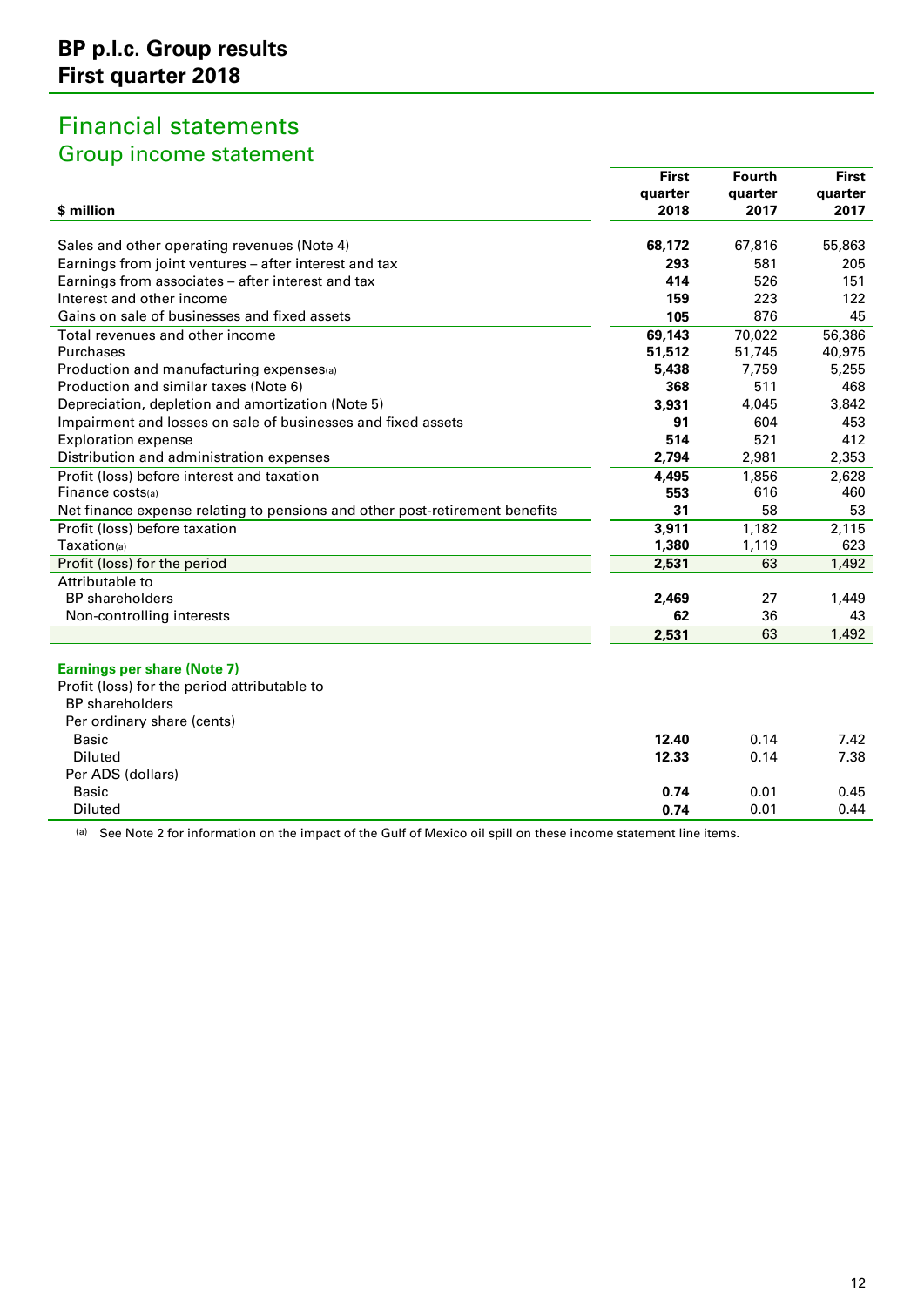# BP p.l.c. Group results
# First quarter 2018

## Financial statements
### Group income statement

| $ million | First quarter 2018 | Fourth quarter 2017 | First quarter 2017 |
|---|---|---|---|
| Sales and other operating revenues (Note 4) | **68,172** | 67,816 | 55,863 |
| Earnings from joint ventures – after interest and tax | **293** | 581 | 205 |
| Earnings from associates – after interest and tax | **414** | 526 | 151 |
| Interest and other income | **159** | 223 | 122 |
| Gains on sale of businesses and fixed assets | **105** | 876 | 45 |
| Total revenues and other income | **69,143** | 70,022 | 56,386 |
| Purchases | **51,512** | 51,745 | 40,975 |
| Production and manufacturing expenses[(a)] | **5,438** | 7,759 | 5,255 |
| Production and similar taxes (Note 6) | **368** | 511 | 468 |
| Depreciation, depletion and amortization (Note 5) | **3,931** | 4,045 | 3,842 |
| Impairment and losses on sale of businesses and fixed assets | **91** | 604 | 453 |
| Exploration expense | **514** | 521 | 412 |
| Distribution and administration expenses | **2,794** | 2,981 | 2,353 |
| Profit (loss) before interest and taxation | **4,495** | 1,856 | 2,628 |
| Finance costs[(a)] | **553** | 616 | 460 |
| Net finance expense relating to pensions and other post-retirement benefits | **31** | 58 | 53 |
| Profit (loss) before taxation | **3,911** | 1,182 | 2,115 |
| Taxation[(a)] | **1,380** | 1,119 | 623 |
| Profit (loss) for the period | **2,531** | 63 | 1,492 |
| Attributable to | | | |
| BP shareholders | **2,469** | 27 | 1,449 |
| Non-controlling interests | **62** | 36 | 43 |
| | **2,531** | 63 | 1,492 |
| **Earnings per share (Note 7)** | | | |
| Profit (loss) for the period attributable to BP shareholders | | | |
| Per ordinary share (cents) | | | |
| Basic | **12.40** | 0.14 | 7.42 |
| Diluted | **12.33** | 0.14 | 7.38 |
| Per ADS (dollars) | | | |
| Basic | **0.74** | 0.01 | 0.45 |
| Diluted | **0.74** | 0.01 | 0.44 |

(a) See Note 2 for information on the impact of the Gulf of Mexico oil spill on these income statement line items.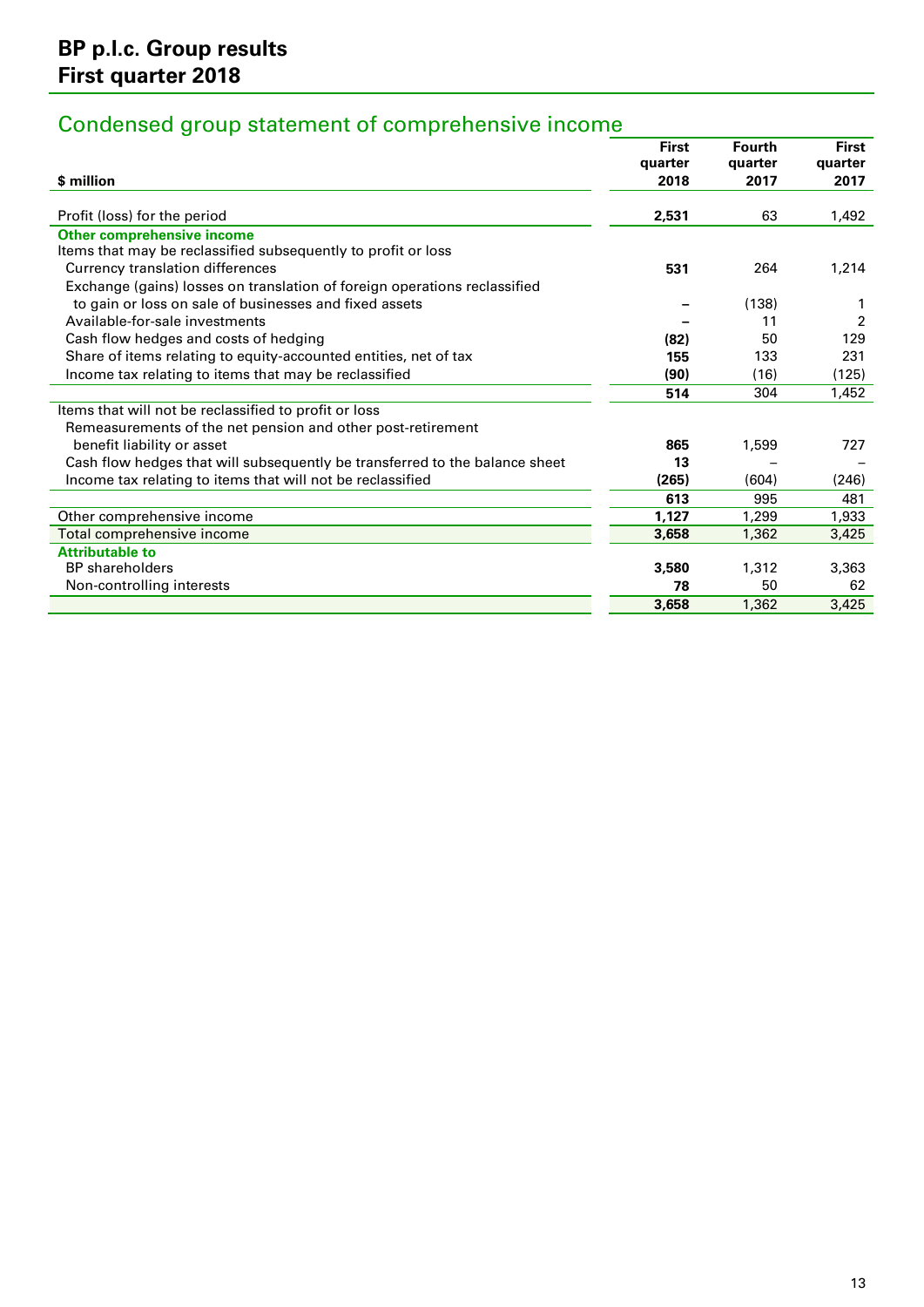# BP p.l.c. Group results
# First quarter 2018

## Condensed group statement of comprehensive income

| $ million | First quarter 2018 | Fourth quarter 2017 | First quarter 2017 |
|---|---|---|---|
| Profit (loss) for the period | **2,531** | 63 | 1,492 |
| **Other comprehensive income** | | | |
| Items that may be reclassified subsequently to profit or loss | | | |
| Currency translation differences | **531** | 264 | 1,214 |
| Exchange (gains) losses on translation of foreign operations reclassified to gain or loss on sale of businesses and fixed assets | **–** | (138) | 1 |
| Available-for-sale investments | **–** | 11 | 2 |
| Cash flow hedges and costs of hedging | **(82)** | 50 | 129 |
| Share of items relating to equity-accounted entities, net of tax | **155** | 133 | 231 |
| Income tax relating to items that may be reclassified | **(90)** | (16) | (125) |
| | **514** | 304 | 1,452 |
| Items that will not be reclassified to profit or loss | | | |
| Remeasurements of the net pension and other post-retirement benefit liability or asset | **865** | 1,599 | 727 |
| Cash flow hedges that will subsequently be transferred to the balance sheet | **13** | – | – |
| Income tax relating to items that will not be reclassified | **(265)** | (604) | (246) |
| | **613** | 995 | 481 |
| Other comprehensive income | **1,127** | 1,299 | 1,933 |
| Total comprehensive income | **3,658** | 1,362 | 3,425 |
| **Attributable to** | | | |
| BP shareholders | **3,580** | 1,312 | 3,363 |
| Non-controlling interests | **78** | 50 | 62 |
| | **3,658** | 1,362 | 3,425 |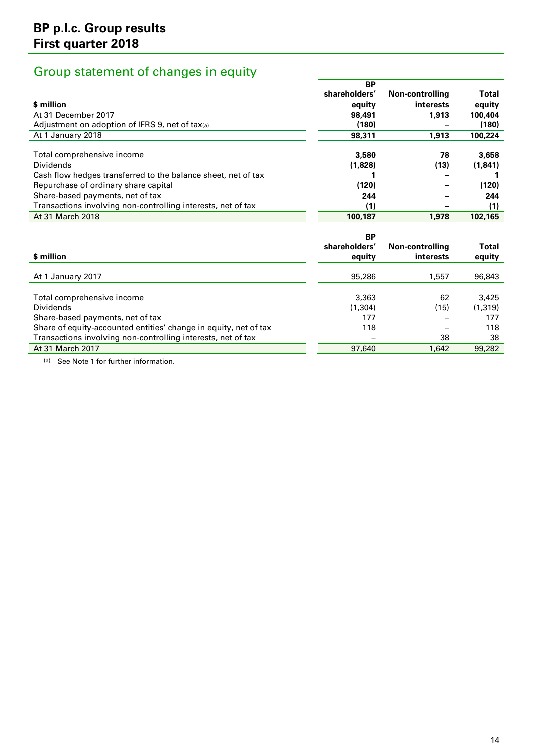## Group statement of changes in equity

| $ million | BP shareholders' equity | Non-controlling interests | Total equity |
|---|---|---|---|
| **At 31 December 2017** | **98,491** | **1,913** | **100,404** |
| Adjustment on adoption of IFRS 9, net of tax[a] | **(180)** | **–** | **(180)** |
| **At 1 January 2018** | **98,311** | **1,913** | **100,224** |
| Total comprehensive income | **3,580** | **78** | **3,658** |
| Dividends | **(1,828)** | **(13)** | **(1,841)** |
| Cash flow hedges transferred to the balance sheet, net of tax | **1** | **–** | **1** |
| Repurchase of ordinary share capital | **(120)** | **–** | **(120)** |
| Share-based payments, net of tax | **244** | **–** | **244** |
| Transactions involving non-controlling interests, net of tax | **(1)** | **–** | **(1)** |
| **At 31 March 2018** | **100,187** | **1,978** | **102,165** |

| $ million | BP shareholders' equity | Non-controlling interests | Total equity |
|---|---|---|---|
| At 1 January 2017 | 95,286 | 1,557 | 96,843 |
| Total comprehensive income | 3,363 | 62 | 3,425 |
| Dividends | (1,304) | (15) | (1,319) |
| Share-based payments, net of tax | 177 | – | 177 |
| Share of equity-accounted entities' change in equity, net of tax | 118 | – | 118 |
| Transactions involving non-controlling interests, net of tax | – | 38 | 38 |
| At 31 March 2017 | 97,640 | 1,642 | 99,282 |

(a) See Note 1 for further information.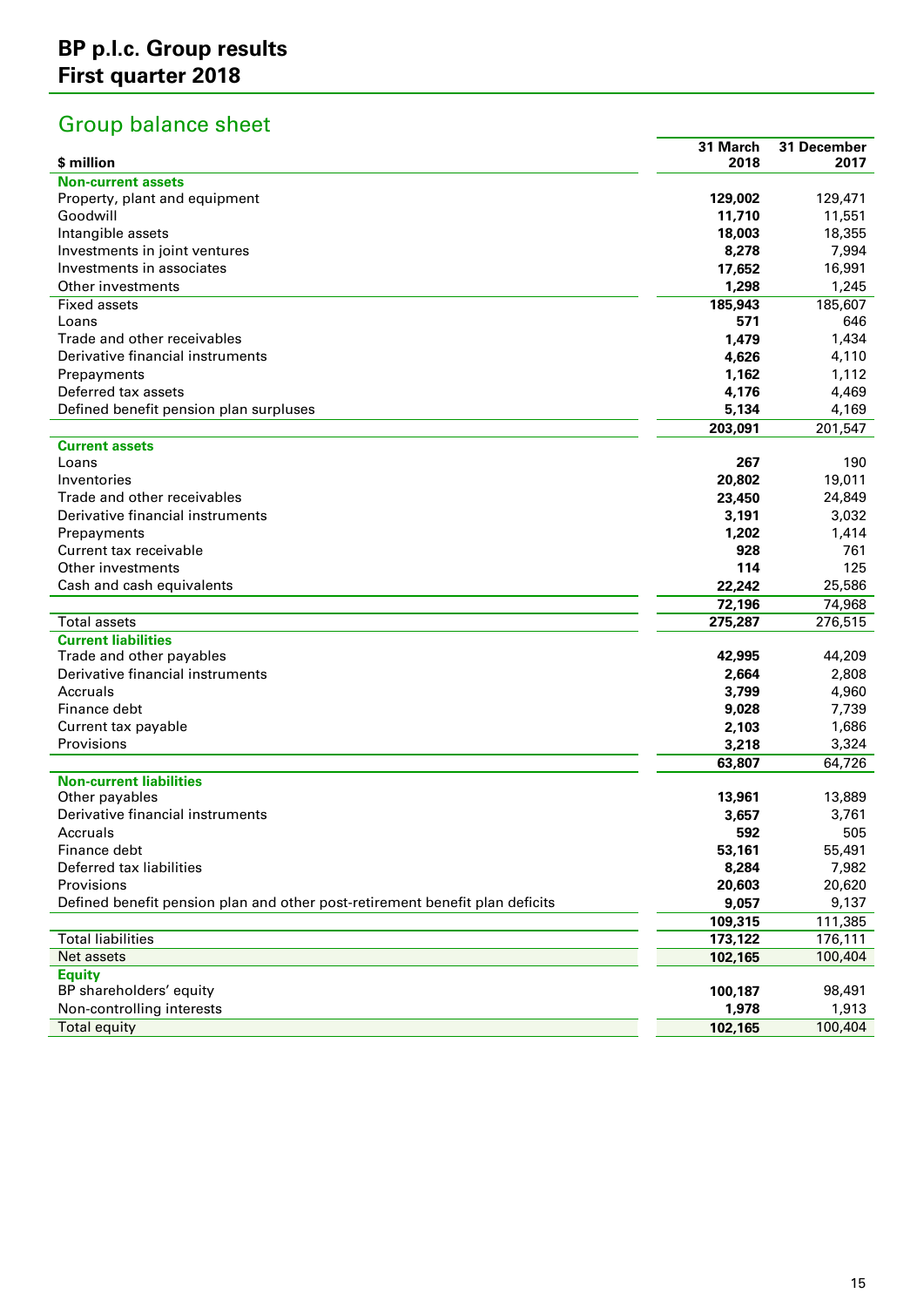# BP p.l.c. Group results
# First quarter 2018

## Group balance sheet

| $ million | 31 March 2018 | 31 December 2017 |
|---|---|---|
| **Non-current assets** | | |
| Property, plant and equipment | **129,002** | 129,471 |
| Goodwill | **11,710** | 11,551 |
| Intangible assets | **18,003** | 18,355 |
| Investments in joint ventures | **8,278** | 7,994 |
| Investments in associates | **17,652** | 16,991 |
| Other investments | **1,298** | 1,245 |
| Fixed assets | **185,943** | 185,607 |
| Loans | **571** | 646 |
| Trade and other receivables | **1,479** | 1,434 |
| Derivative financial instruments | **4,626** | 4,110 |
| Prepayments | **1,162** | 1,112 |
| Deferred tax assets | **4,176** | 4,469 |
| Defined benefit pension plan surpluses | **5,134** | 4,169 |
| | **203,091** | 201,547 |
| **Current assets** | | |
| Loans | **267** | 190 |
| Inventories | **20,802** | 19,011 |
| Trade and other receivables | **23,450** | 24,849 |
| Derivative financial instruments | **3,191** | 3,032 |
| Prepayments | **1,202** | 1,414 |
| Current tax receivable | **928** | 761 |
| Other investments | **114** | 125 |
| Cash and cash equivalents | **22,242** | 25,586 |
| | **72,196** | 74,968 |
| Total assets | **275,287** | 276,515 |
| **Current liabilities** | | |
| Trade and other payables | **42,995** | 44,209 |
| Derivative financial instruments | **2,664** | 2,808 |
| Accruals | **3,799** | 4,960 |
| Finance debt | **9,028** | 7,739 |
| Current tax payable | **2,103** | 1,686 |
| Provisions | **3,218** | 3,324 |
| | **63,807** | 64,726 |
| **Non-current liabilities** | | |
| Other payables | **13,961** | 13,889 |
| Derivative financial instruments | **3,657** | 3,761 |
| Accruals | **592** | 505 |
| Finance debt | **53,161** | 55,491 |
| Deferred tax liabilities | **8,284** | 7,982 |
| Provisions | **20,603** | 20,620 |
| Defined benefit pension plan and other post-retirement benefit plan deficits | **9,057** | 9,137 |
| | **109,315** | 111,385 |
| Total liabilities | **173,122** | 176,111 |
| Net assets | **102,165** | 100,404 |
| **Equity** | | |
| BP shareholders' equity | **100,187** | 98,491 |
| Non-controlling interests | **1,978** | 1,913 |
| Total equity | **102,165** | 100,404 |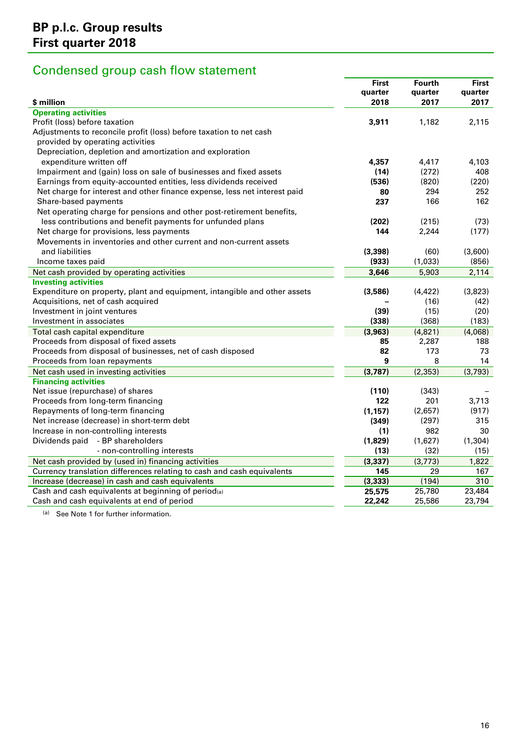# BP p.l.c. Group results
# First quarter 2018

## Condensed group cash flow statement

| $ million | First quarter 2018 | Fourth quarter 2017 | First quarter 2017 |
|---|---|---|---|
| **Operating activities** | | | |
| Profit (loss) before taxation | **3,911** | 1,182 | 2,115 |
| Adjustments to reconcile profit (loss) before taxation to net cash provided by operating activities | | | |
| Depreciation, depletion and amortization and exploration expenditure written off | **4,357** | 4,417 | 4,103 |
| Impairment and (gain) loss on sale of businesses and fixed assets | **(14)** | (272) | 408 |
| Earnings from equity-accounted entities, less dividends received | **(536)** | (820) | (220) |
| Net charge for interest and other finance expense, less net interest paid | **80** | 294 | 252 |
| Share-based payments | **237** | 166 | 162 |
| Net operating charge for pensions and other post-retirement benefits, less contributions and benefit payments for unfunded plans | **(202)** | (215) | (73) |
| Net charge for provisions, less payments | **144** | 2,244 | (177) |
| Movements in inventories and other current and non-current assets and liabilities | **(3,398)** | (60) | (3,600) |
| Income taxes paid | **(933)** | (1,033) | (856) |
| Net cash provided by operating activities | **3,646** | 5,903 | 2,114 |
| **Investing activities** | | | |
| Expenditure on property, plant and equipment, intangible and other assets | **(3,586)** | (4,422) | (3,823) |
| Acquisitions, net of cash acquired | **–** | (16) | (42) |
| Investment in joint ventures | **(39)** | (15) | (20) |
| Investment in associates | **(338)** | (368) | (183) |
| Total cash capital expenditure | **(3,963)** | (4,821) | (4,068) |
| Proceeds from disposal of fixed assets | **85** | 2,287 | 188 |
| Proceeds from disposal of businesses, net of cash disposed | **82** | 173 | 73 |
| Proceeds from loan repayments | **9** | 8 | 14 |
| Net cash used in investing activities | **(3,787)** | (2,353) | (3,793) |
| **Financing activities** | | | |
| Net issue (repurchase) of shares | **(110)** | (343) | – |
| Proceeds from long-term financing | **122** | 201 | 3,713 |
| Repayments of long-term financing | **(1,157)** | (2,657) | (917) |
| Net increase (decrease) in short-term debt | **(349)** | (297) | 315 |
| Increase in non-controlling interests | **(1)** | 982 | 30 |
| Dividends paid - BP shareholders | **(1,829)** | (1,627) | (1,304) |
| - non-controlling interests | **(13)** | (32) | (15) |
| Net cash provided by (used in) financing activities | **(3,337)** | (3,773) | 1,822 |
| Currency translation differences relating to cash and cash equivalents | **145** | 29 | 167 |
| Increase (decrease) in cash and cash equivalents | **(3,333)** | (194) | 310 |
| Cash and cash equivalents at beginning of period[(a)] | **25,575** | 25,780 | 23,484 |
| Cash and cash equivalents at end of period | **22,242** | 25,586 | 23,794 |

(a) See Note 1 for further information.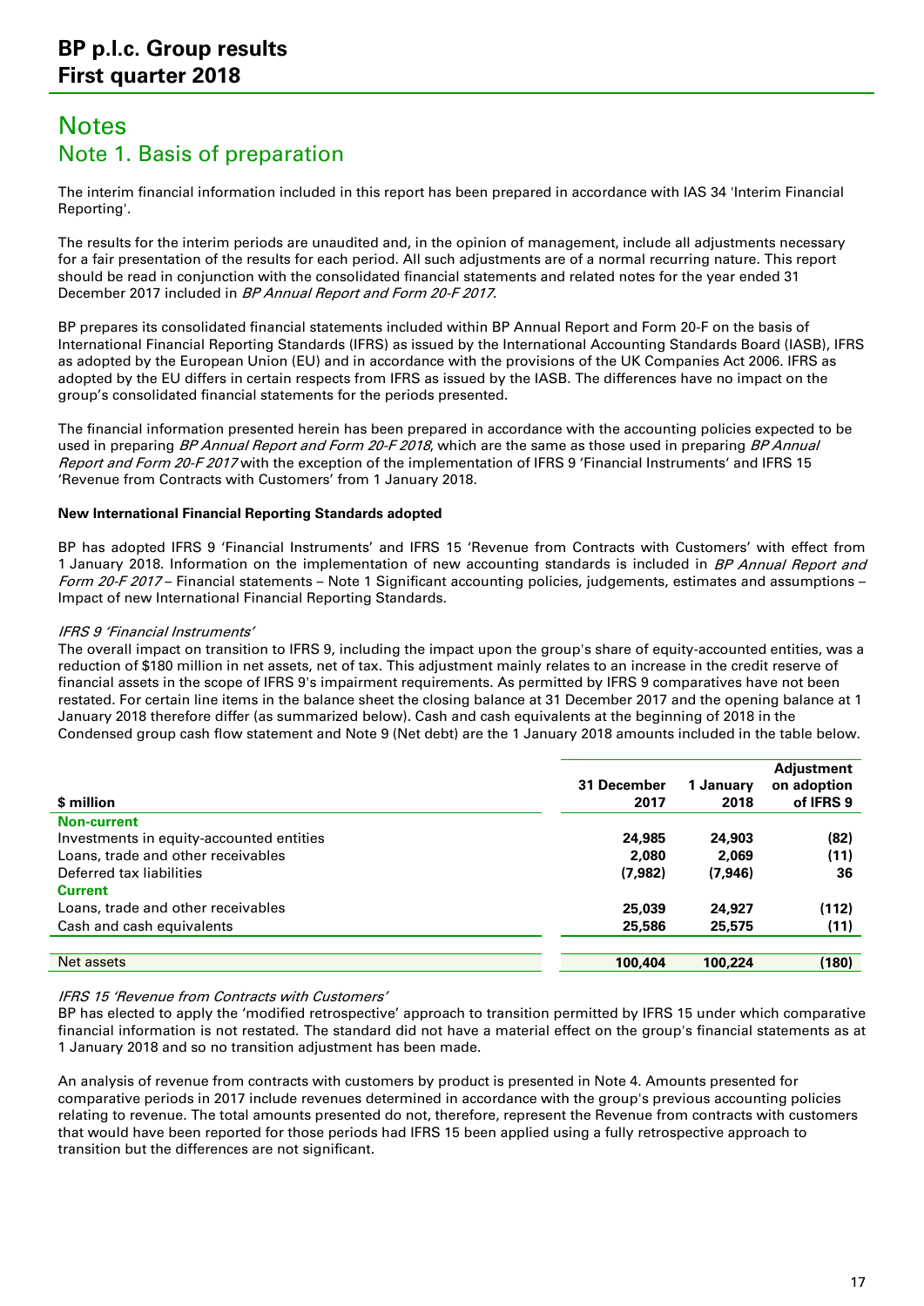# Notes

## Note 1. Basis of preparation

The interim financial information included in this report has been prepared in accordance with IAS 34 'Interim Financial Reporting'.

The results for the interim periods are unaudited and, in the opinion of management, include all adjustments necessary for a fair presentation of the results for each period. All such adjustments are of a normal recurring nature. This report should be read in conjunction with the consolidated financial statements and related notes for the year ended 31 December 2017 included in *BP Annual Report and Form 20-F 2017*.

BP prepares its consolidated financial statements included within BP Annual Report and Form 20-F on the basis of International Financial Reporting Standards (IFRS) as issued by the International Accounting Standards Board (IASB), IFRS as adopted by the European Union (EU) and in accordance with the provisions of the UK Companies Act 2006. IFRS as adopted by the EU differs in certain respects from IFRS as issued by the IASB. The differences have no impact on the group's consolidated financial statements for the periods presented.

The financial information presented herein has been prepared in accordance with the accounting policies expected to be used in preparing *BP Annual Report and Form 20-F 2018*, which are the same as those used in preparing *BP Annual Report and Form 20-F 2017* with the exception of the implementation of IFRS 9 'Financial Instruments' and IFRS 15 'Revenue from Contracts with Customers' from 1 January 2018.

**New International Financial Reporting Standards adopted**

BP has adopted IFRS 9 'Financial Instruments' and IFRS 15 'Revenue from Contracts with Customers' with effect from 1 January 2018. Information on the implementation of new accounting standards is included in *BP Annual Report and Form 20-F 2017* – Financial statements – Note 1 Significant accounting policies, judgements, estimates and assumptions – Impact of new International Financial Reporting Standards.

*IFRS 9 'Financial Instruments'*

The overall impact on transition to IFRS 9, including the impact upon the group's share of equity-accounted entities, was a reduction of $180 million in net assets, net of tax. This adjustment mainly relates to an increase in the credit reserve of financial assets in the scope of IFRS 9's impairment requirements. As permitted by IFRS 9 comparatives have not been restated. For certain line items in the balance sheet the closing balance at 31 December 2017 and the opening balance at 1 January 2018 therefore differ (as summarized below). Cash and cash equivalents at the beginning of 2018 in the Condensed group cash flow statement and Note 9 (Net debt) are the 1 January 2018 amounts included in the table below.

| $ million | 31 December 2017 | 1 January 2018 | Adjustment on adoption of IFRS 9 |
|---|---|---|---|
| **Non-current** | | | |
| Investments in equity-accounted entities | 24,985 | 24,903 | (82) |
| Loans, trade and other receivables | 2,080 | 2,069 | (11) |
| Deferred tax liabilities | (7,982) | (7,946) | 36 |
| **Current** | | | |
| Loans, trade and other receivables | 25,039 | 24,927 | (112) |
| Cash and cash equivalents | 25,586 | 25,575 | (11) |
| Net assets | 100,404 | 100,224 | (180) |

*IFRS 15 'Revenue from Contracts with Customers'*

BP has elected to apply the 'modified retrospective' approach to transition permitted by IFRS 15 under which comparative financial information is not restated. The standard did not have a material effect on the group's financial statements as at 1 January 2018 and so no transition adjustment has been made.

An analysis of revenue from contracts with customers by product is presented in Note 4. Amounts presented for comparative periods in 2017 include revenues determined in accordance with the group's previous accounting policies relating to revenue. The total amounts presented do not, therefore, represent the Revenue from contracts with customers that would have been reported for those periods had IFRS 15 been applied using a fully retrospective approach to transition but the differences are not significant.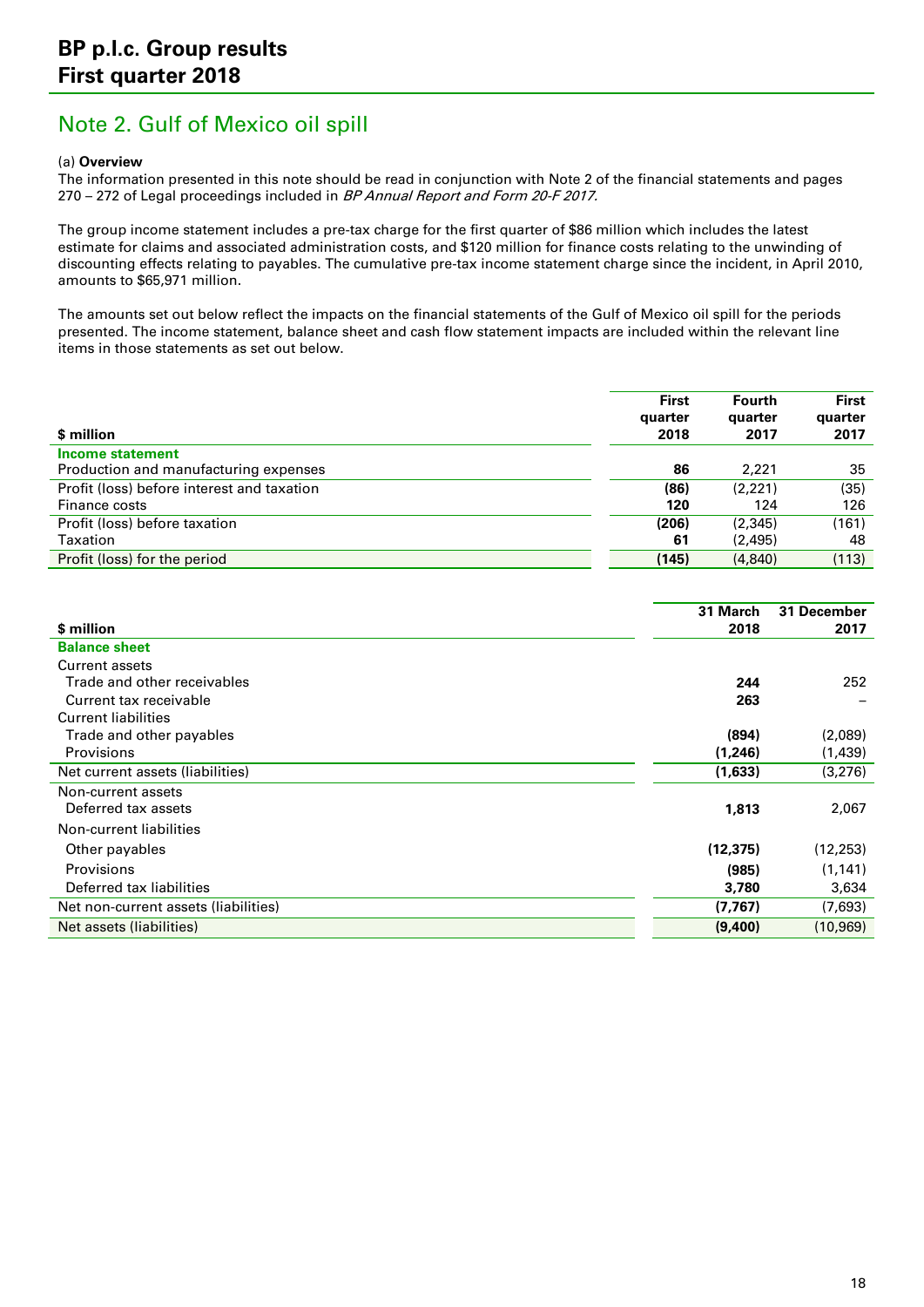# BP p.l.c. Group results
# First quarter 2018

## Note 2. Gulf of Mexico oil spill

(a) **Overview**
The information presented in this note should be read in conjunction with Note 2 of the financial statements and pages 270 – 272 of Legal proceedings included in *BP Annual Report and Form 20-F 2017.*

The group income statement includes a pre-tax charge for the first quarter of $86 million which includes the latest estimate for claims and associated administration costs, and $120 million for finance costs relating to the unwinding of discounting effects relating to payables. The cumulative pre-tax income statement charge since the incident, in April 2010, amounts to $65,971 million.

The amounts set out below reflect the impacts on the financial statements of the Gulf of Mexico oil spill for the periods presented. The income statement, balance sheet and cash flow statement impacts are included within the relevant line items in those statements as set out below.

| $ million | First quarter 2018 | Fourth quarter 2017 | First quarter 2017 |
|---|---|---|---|
| **Income statement** | | | |
| Production and manufacturing expenses | **86** | 2,221 | 35 |
| Profit (loss) before interest and taxation | **(86)** | (2,221) | (35) |
| Finance costs | **120** | 124 | 126 |
| Profit (loss) before taxation | **(206)** | (2,345) | (161) |
| Taxation | **61** | (2,495) | 48 |
| Profit (loss) for the period | **(145)** | (4,840) | (113) |

| $ million | 31 March 2018 | 31 December 2017 |
|---|---|---|
| **Balance sheet** | | |
| Current assets | | |
| Trade and other receivables | **244** | 252 |
| Current tax receivable | **263** | – |
| Current liabilities | | |
| Trade and other payables | **(894)** | (2,089) |
| Provisions | **(1,246)** | (1,439) |
| Net current assets (liabilities) | **(1,633)** | (3,276) |
| Non-current assets | | |
| Deferred tax assets | **1,813** | 2,067 |
| Non-current liabilities | | |
| Other payables | **(12,375)** | (12,253) |
| Provisions | **(985)** | (1,141) |
| Deferred tax liabilities | **3,780** | 3,634 |
| Net non-current assets (liabilities) | **(7,767)** | (7,693) |
| Net assets (liabilities) | **(9,400)** | (10,969) |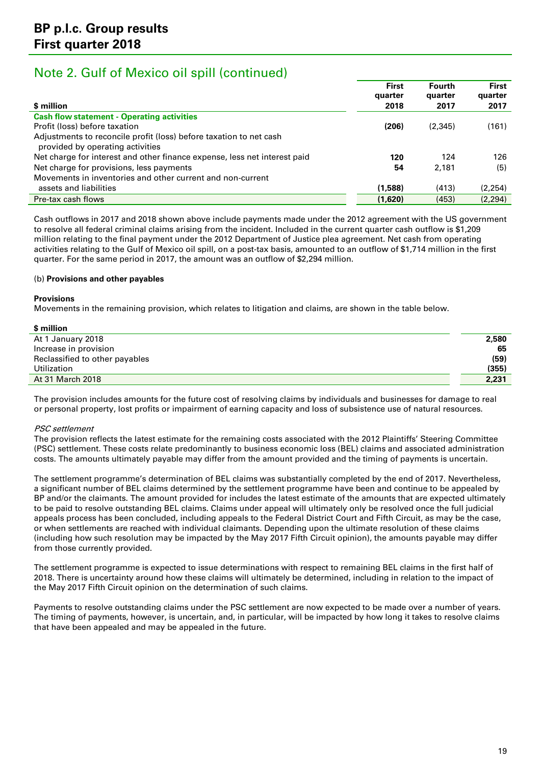# BP p.l.c. Group results
# First quarter 2018

## Note 2. Gulf of Mexico oil spill (continued)

| $ million | First quarter 2018 | Fourth quarter 2017 | First quarter 2017 |
|---|---|---|---|
| **Cash flow statement - Operating activities** | | | |
| Profit (loss) before taxation | **(206)** | (2,345) | (161) |
| Adjustments to reconcile profit (loss) before taxation to net cash provided by operating activities | | | |
| Net charge for interest and other finance expense, less net interest paid | **120** | 124 | 126 |
| Net charge for provisions, less payments | **54** | 2,181 | (5) |
| Movements in inventories and other current and non-current assets and liabilities | **(1,588)** | (413) | (2,254) |
| Pre-tax cash flows | **(1,620)** | (453) | (2,294) |

Cash outflows in 2017 and 2018 shown above include payments made under the 2012 agreement with the US government to resolve all federal criminal claims arising from the incident. Included in the current quarter cash outflow is $1,209 million relating to the final payment under the 2012 Department of Justice plea agreement. Net cash from operating activities relating to the Gulf of Mexico oil spill, on a post-tax basis, amounted to an outflow of $1,714 million in the first quarter. For the same period in 2017, the amount was an outflow of $2,294 million.

(b) **Provisions and other payables**

**Provisions**

Movements in the remaining provision, which relates to litigation and claims, are shown in the table below.

| $ million | |
|---|---|
| At 1 January 2018 | **2,580** |
| Increase in provision | **65** |
| Reclassified to other payables | **(59)** |
| Utilization | **(355)** |
| At 31 March 2018 | **2,231** |

The provision includes amounts for the future cost of resolving claims by individuals and businesses for damage to real or personal property, lost profits or impairment of earning capacity and loss of subsistence use of natural resources.

*PSC settlement*

The provision reflects the latest estimate for the remaining costs associated with the 2012 Plaintiffs' Steering Committee (PSC) settlement. These costs relate predominantly to business economic loss (BEL) claims and associated administration costs. The amounts ultimately payable may differ from the amount provided and the timing of payments is uncertain.

The settlement programme's determination of BEL claims was substantially completed by the end of 2017. Nevertheless, a significant number of BEL claims determined by the settlement programme have been and continue to be appealed by BP and/or the claimants. The amount provided for includes the latest estimate of the amounts that are expected ultimately to be paid to resolve outstanding BEL claims. Claims under appeal will ultimately only be resolved once the full judicial appeals process has been concluded, including appeals to the Federal District Court and Fifth Circuit, as may be the case, or when settlements are reached with individual claimants. Depending upon the ultimate resolution of these claims (including how such resolution may be impacted by the May 2017 Fifth Circuit opinion), the amounts payable may differ from those currently provided.

The settlement programme is expected to issue determinations with respect to remaining BEL claims in the first half of 2018. There is uncertainty around how these claims will ultimately be determined, including in relation to the impact of the May 2017 Fifth Circuit opinion on the determination of such claims.

Payments to resolve outstanding claims under the PSC settlement are now expected to be made over a number of years. The timing of payments, however, is uncertain, and, in particular, will be impacted by how long it takes to resolve claims that have been appealed and may be appealed in the future.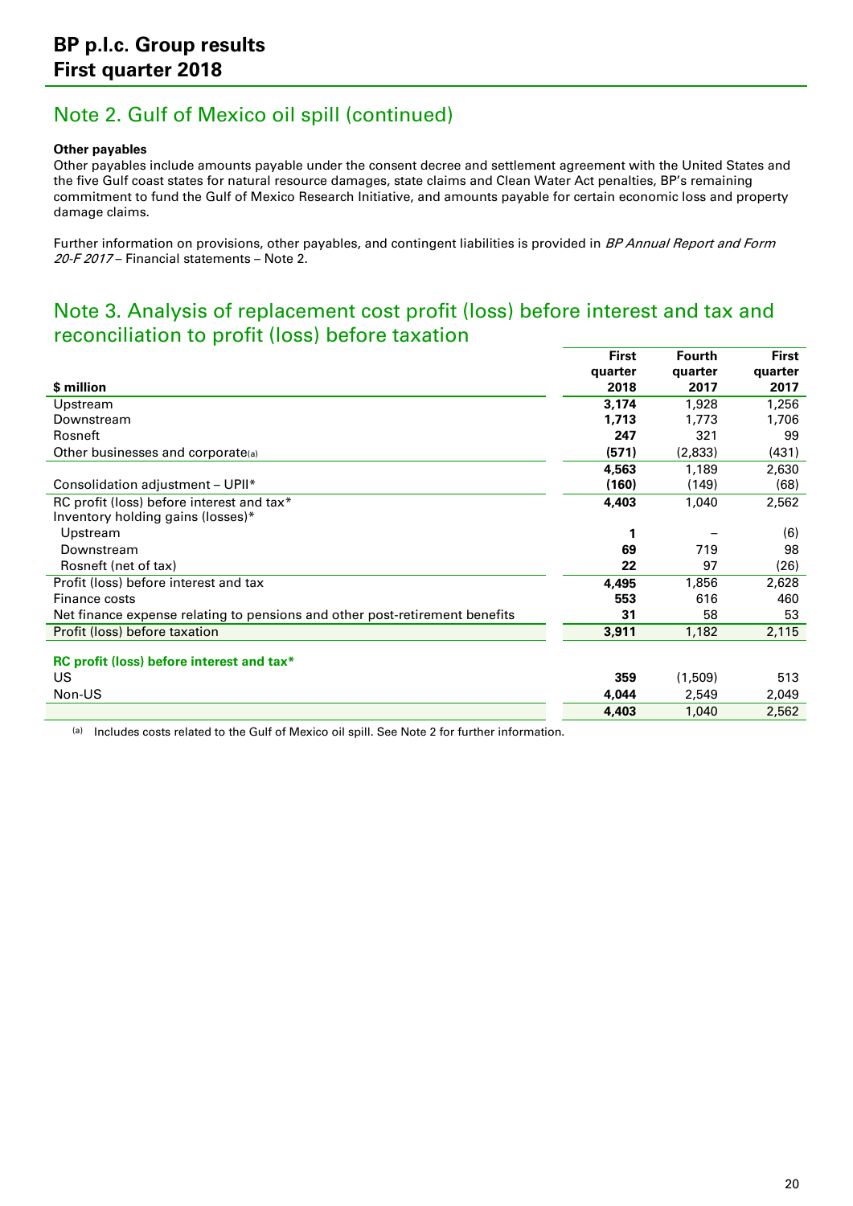## Note 2. Gulf of Mexico oil spill (continued)

**Other payables**

Other payables include amounts payable under the consent decree and settlement agreement with the United States and the five Gulf coast states for natural resource damages, state claims and Clean Water Act penalties, BP's remaining commitment to fund the Gulf of Mexico Research Initiative, and amounts payable for certain economic loss and property damage claims.

Further information on provisions, other payables, and contingent liabilities is provided in *BP Annual Report and Form 20-F 2017* – Financial statements – Note 2.

## Note 3. Analysis of replacement cost profit (loss) before interest and tax and reconciliation to profit (loss) before taxation

| $ million | First quarter 2018 | Fourth quarter 2017 | First quarter 2017 |
|---|---|---|---|
| Upstream | **3,174** | 1,928 | 1,256 |
| Downstream | **1,713** | 1,773 | 1,706 |
| Rosneft | **247** | 321 | 99 |
| Other businesses and corporate[a] | **(571)** | (2,833) | (431) |
| | **4,563** | 1,189 | 2,630 |
| Consolidation adjustment – UPII* | **(160)** | (149) | (68) |
| RC profit (loss) before interest and tax* | **4,403** | 1,040 | 2,562 |
| Inventory holding gains (losses)* | | | |
| Upstream | **1** | – | (6) |
| Downstream | **69** | 719 | 98 |
| Rosneft (net of tax) | **22** | 97 | (26) |
| Profit (loss) before interest and tax | **4,495** | 1,856 | 2,628 |
| Finance costs | **553** | 616 | 460 |
| Net finance expense relating to pensions and other post-retirement benefits | **31** | 58 | 53 |
| Profit (loss) before taxation | **3,911** | 1,182 | 2,115 |
| **RC profit (loss) before interest and tax*** | | | |
| US | **359** | (1,509) | 513 |
| Non-US | **4,044** | 2,549 | 2,049 |
| | **4,403** | 1,040 | 2,562 |

(a) Includes costs related to the Gulf of Mexico oil spill. See Note 2 for further information.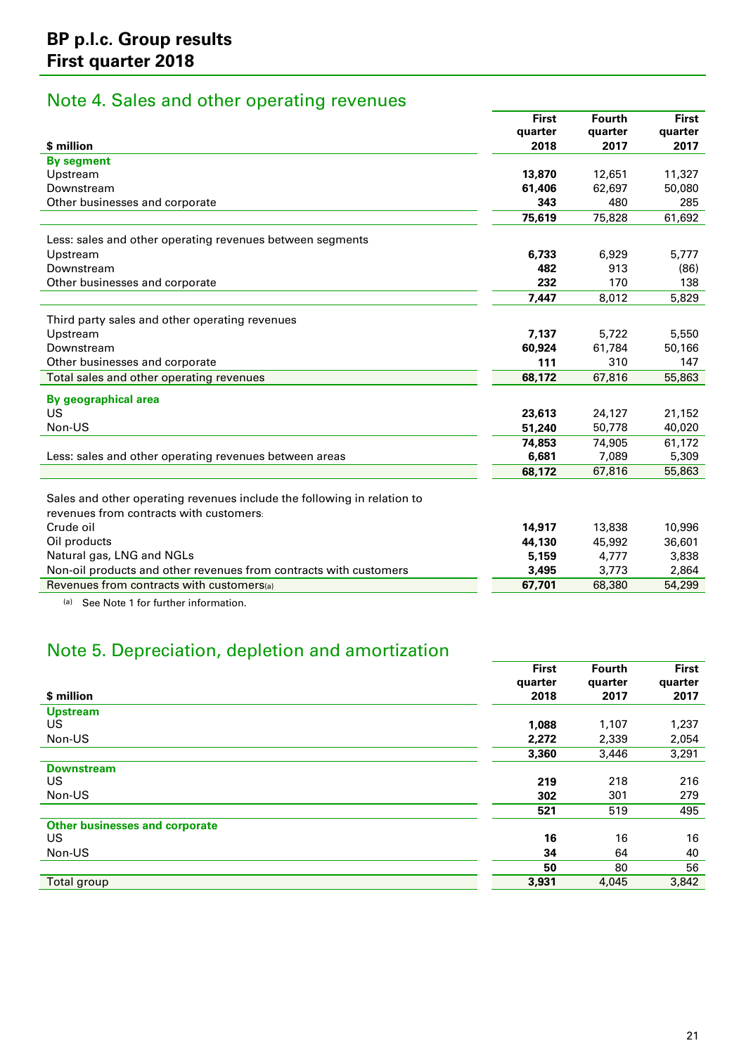# BP p.l.c. Group results
# First quarter 2018

## Note 4. Sales and other operating revenues

| $ million | First quarter 2018 | Fourth quarter 2017 | First quarter 2017 |
|---|---|---|---|
| **By segment** | | | |
| Upstream | **13,870** | 12,651 | 11,327 |
| Downstream | **61,406** | 62,697 | 50,080 |
| Other businesses and corporate | **343** | 480 | 285 |
| | **75,619** | 75,828 | 61,692 |
| Less: sales and other operating revenues between segments | | | |
| Upstream | **6,733** | 6,929 | 5,777 |
| Downstream | **482** | 913 | (86) |
| Other businesses and corporate | **232** | 170 | 138 |
| | **7,447** | 8,012 | 5,829 |
| Third party sales and other operating revenues | | | |
| Upstream | **7,137** | 5,722 | 5,550 |
| Downstream | **60,924** | 61,784 | 50,166 |
| Other businesses and corporate | **111** | 310 | 147 |
| Total sales and other operating revenues | **68,172** | 67,816 | 55,863 |
| **By geographical area** | | | |
| US | **23,613** | 24,127 | 21,152 |
| Non-US | **51,240** | 50,778 | 40,020 |
| | **74,853** | 74,905 | 61,172 |
| Less: sales and other operating revenues between areas | **6,681** | 7,089 | 5,309 |
| | **68,172** | 67,816 | 55,863 |
| Sales and other operating revenues include the following in relation to revenues from contracts with customers: | | | |
| Crude oil | **14,917** | 13,838 | 10,996 |
| Oil products | **44,130** | 45,992 | 36,601 |
| Natural gas, LNG and NGLs | **5,159** | 4,777 | 3,838 |
| Non-oil products and other revenues from contracts with customers | **3,495** | 3,773 | 2,864 |
| Revenues from contracts with customers[a] | **67,701** | 68,380 | 54,299 |

[a] See Note 1 for further information.

## Note 5. Depreciation, depletion and amortization

| $ million | First quarter 2018 | Fourth quarter 2017 | First quarter 2017 |
|---|---|---|---|
| **Upstream** | | | |
| US | **1,088** | 1,107 | 1,237 |
| Non-US | **2,272** | 2,339 | 2,054 |
| | **3,360** | 3,446 | 3,291 |
| **Downstream** | | | |
| US | **219** | 218 | 216 |
| Non-US | **302** | 301 | 279 |
| | **521** | 519 | 495 |
| **Other businesses and corporate** | | | |
| US | **16** | 16 | 16 |
| Non-US | **34** | 64 | 40 |
| | **50** | 80 | 56 |
| Total group | **3,931** | 4,045 | 3,842 |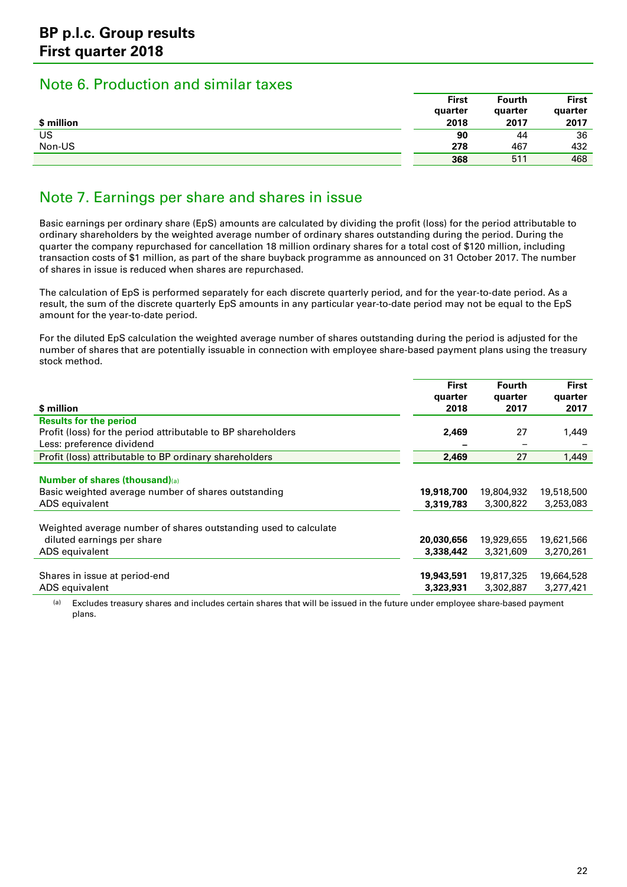# BP p.l.c. Group results
# First quarter 2018

## Note 6. Production and similar taxes

| $ million | First quarter 2018 | Fourth quarter 2017 | First quarter 2017 |
|---|---|---|---|
| US | **90** | 44 | 36 |
| Non-US | **278** | 467 | 432 |
| | **368** | 511 | 468 |

## Note 7. Earnings per share and shares in issue

Basic earnings per ordinary share (EpS) amounts are calculated by dividing the profit (loss) for the period attributable to ordinary shareholders by the weighted average number of ordinary shares outstanding during the period. During the quarter the company repurchased for cancellation 18 million ordinary shares for a total cost of $120 million, including transaction costs of $1 million, as part of the share buyback programme as announced on 31 October 2017. The number of shares in issue is reduced when shares are repurchased.

The calculation of EpS is performed separately for each discrete quarterly period, and for the year-to-date period. As a result, the sum of the discrete quarterly EpS amounts in any particular year-to-date period may not be equal to the EpS amount for the year-to-date period.

For the diluted EpS calculation the weighted average number of shares outstanding during the period is adjusted for the number of shares that are potentially issuable in connection with employee share-based payment plans using the treasury stock method.

| $ million | First quarter 2018 | Fourth quarter 2017 | First quarter 2017 |
|---|---|---|---|
| **Results for the period** | | | |
| Profit (loss) for the period attributable to BP shareholders | **2,469** | 27 | 1,449 |
| Less: preference dividend | **–** | – | – |
| Profit (loss) attributable to BP ordinary shareholders | **2,469** | 27 | 1,449 |
| | | | |
| **Number of shares (thousand)**[a] | | | |
| Basic weighted average number of shares outstanding | **19,918,700** | 19,804,932 | 19,518,500 |
| ADS equivalent | **3,319,783** | 3,300,822 | 3,253,083 |
| | | | |
| Weighted average number of shares outstanding used to calculate diluted earnings per share | **20,030,656** | 19,929,655 | 19,621,566 |
| ADS equivalent | **3,338,442** | 3,321,609 | 3,270,261 |
| | | | |
| Shares in issue at period-end | **19,943,591** | 19,817,325 | 19,664,528 |
| ADS equivalent | **3,323,931** | 3,302,887 | 3,277,421 |

[a] Excludes treasury shares and includes certain shares that will be issued in the future under employee share-based payment plans.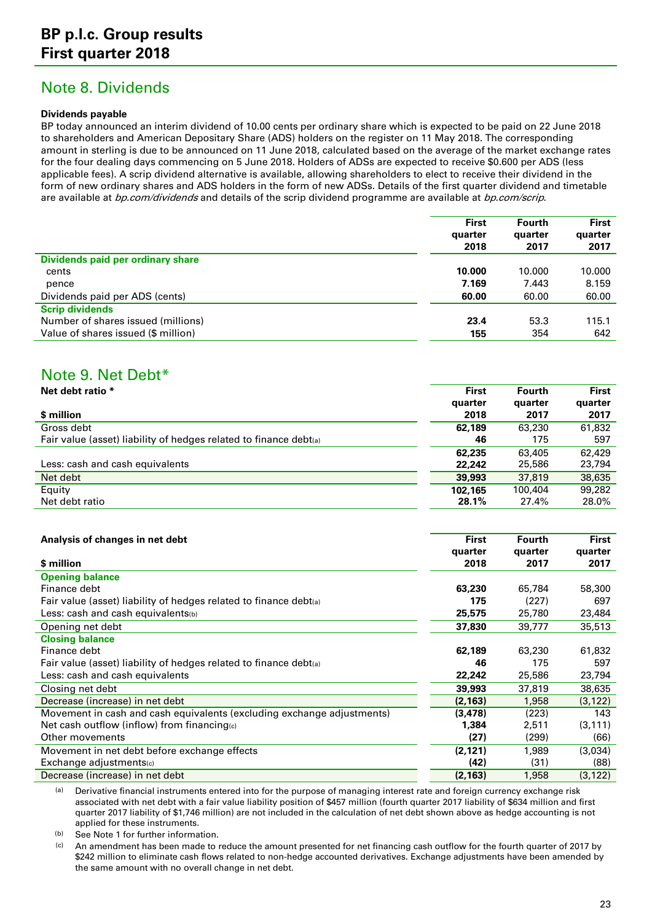## Note 8. Dividends

**Dividends payable**

BP today announced an interim dividend of 10.00 cents per ordinary share which is expected to be paid on 22 June 2018 to shareholders and American Depositary Share (ADS) holders on the register on 11 May 2018. The corresponding amount in sterling is due to be announced on 11 June 2018, calculated based on the average of the market exchange rates for the four dealing days commencing on 5 June 2018. Holders of ADSs are expected to receive $0.600 per ADS (less applicable fees). A scrip dividend alternative is available, allowing shareholders to elect to receive their dividend in the form of new ordinary shares and ADS holders in the form of new ADSs. Details of the first quarter dividend and timetable are available at *bp.com/dividends* and details of the scrip dividend programme are available at *bp.com/scrip*.

| | First quarter 2018 | Fourth quarter 2017 | First quarter 2017 |
|---|---|---|---|
| **Dividends paid per ordinary share** | | | |
| cents | **10.000** | 10.000 | 10.000 |
| pence | **7.169** | 7.443 | 8.159 |
| Dividends paid per ADS (cents) | **60.00** | 60.00 | 60.00 |
| **Scrip dividends** | | | |
| Number of shares issued (millions) | **23.4** | 53.3 | 115.1 |
| Value of shares issued ($ million) | **155** | 354 | 642 |

## Note 9. Net Debt*

| **Net debt ratio *** <br> **$ million** | First quarter 2018 | Fourth quarter 2017 | First quarter 2017 |
|---|---|---|---|
| Gross debt | **62,189** | 63,230 | 61,832 |
| Fair value (asset) liability of hedges related to finance debt[a] | **46** | 175 | 597 |
| | **62,235** | 63,405 | 62,429 |
| Less: cash and cash equivalents | **22,242** | 25,586 | 23,794 |
| Net debt | **39,993** | 37,819 | 38,635 |
| Equity | **102,165** | 100,404 | 99,282 |
| Net debt ratio | **28.1%** | 27.4% | 28.0% |

| **Analysis of changes in net debt** <br> **$ million** | First quarter 2018 | Fourth quarter 2017 | First quarter 2017 |
|---|---|---|---|
| **Opening balance** | | | |
| Finance debt | **63,230** | 65,784 | 58,300 |
| Fair value (asset) liability of hedges related to finance debt[a] | **175** | (227) | 697 |
| Less: cash and cash equivalents[b] | **25,575** | 25,780 | 23,484 |
| Opening net debt | **37,830** | 39,777 | 35,513 |
| **Closing balance** | | | |
| Finance debt | **62,189** | 63,230 | 61,832 |
| Fair value (asset) liability of hedges related to finance debt[a] | **46** | 175 | 597 |
| Less: cash and cash equivalents | **22,242** | 25,586 | 23,794 |
| Closing net debt | **39,993** | 37,819 | 38,635 |
| Decrease (increase) in net debt | **(2,163)** | 1,958 | (3,122) |
| Movement in cash and cash equivalents (excluding exchange adjustments) | **(3,478)** | (223) | 143 |
| Net cash outflow (inflow) from financing[c] | **1,384** | 2,511 | (3,111) |
| Other movements | **(27)** | (299) | (66) |
| Movement in net debt before exchange effects | **(2,121)** | 1,989 | (3,034) |
| Exchange adjustments[c] | **(42)** | (31) | (88) |
| Decrease (increase) in net debt | **(2,163)** | 1,958 | (3,122) |

[a] Derivative financial instruments entered into for the purpose of managing interest rate and foreign currency exchange risk associated with net debt with a fair value liability position of $457 million (fourth quarter 2017 liability of $634 million and first quarter 2017 liability of $1,746 million) are not included in the calculation of net debt shown above as hedge accounting is not applied for these instruments.

[b] See Note 1 for further information.

[c] An amendment has been made to reduce the amount presented for net financing cash outflow for the fourth quarter of 2017 by $242 million to eliminate cash flows related to non-hedge accounted derivatives. Exchange adjustments have been amended by the same amount with no overall change in net debt.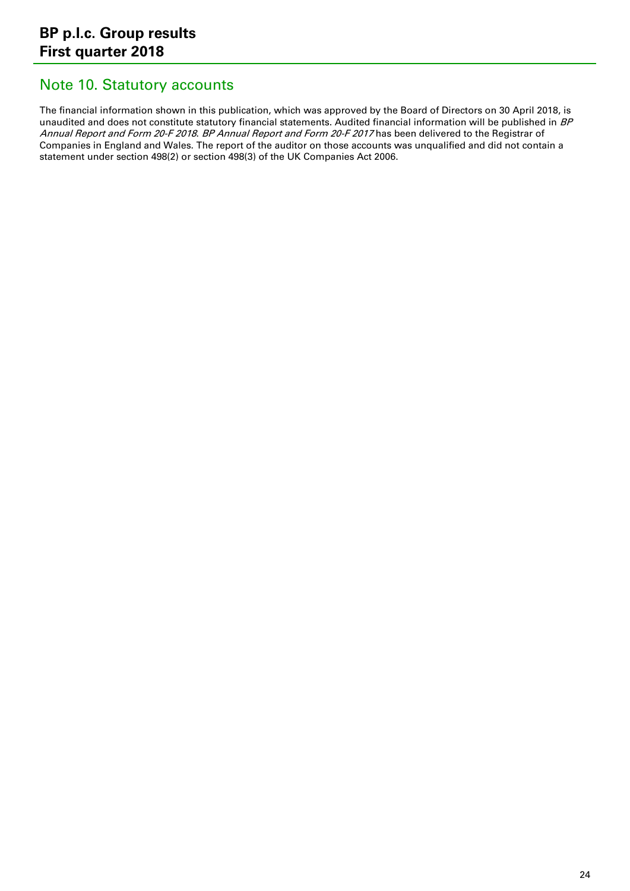## Note 10. Statutory accounts

The financial information shown in this publication, which was approved by the Board of Directors on 30 April 2018, is unaudited and does not constitute statutory financial statements. Audited financial information will be published in *BP Annual Report and Form 20-F 2018*. *BP Annual Report and Form 20-F 2017* has been delivered to the Registrar of Companies in England and Wales. The report of the auditor on those accounts was unqualified and did not contain a statement under section 498(2) or section 498(3) of the UK Companies Act 2006.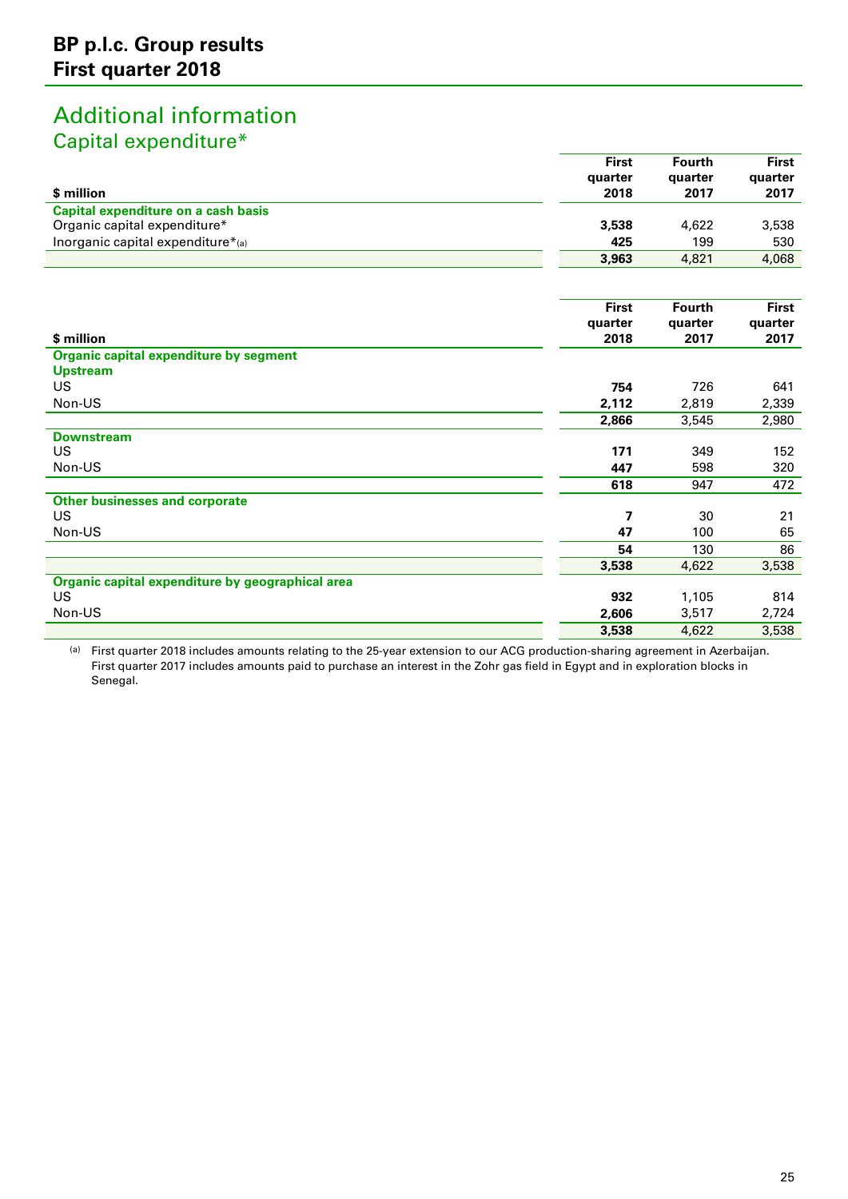## Additional information

### Capital expenditure*

| $ million | First quarter 2018 | Fourth quarter 2017 | First quarter 2017 |
|---|---|---|---|
| **Capital expenditure on a cash basis** | | | |
| Organic capital expenditure* | **3,538** | 4,622 | 3,538 |
| Inorganic capital expenditure*(a) | **425** | 199 | 530 |
| | **3,963** | 4,821 | 4,068 |

| $ million | First quarter 2018 | Fourth quarter 2017 | First quarter 2017 |
|---|---|---|---|
| **Organic capital expenditure by segment** | | | |
| **Upstream** | | | |
| US | **754** | 726 | 641 |
| Non-US | **2,112** | 2,819 | 2,339 |
| | **2,866** | 3,545 | 2,980 |
| **Downstream** | | | |
| US | **171** | 349 | 152 |
| Non-US | **447** | 598 | 320 |
| | **618** | 947 | 472 |
| **Other businesses and corporate** | | | |
| US | **7** | 30 | 21 |
| Non-US | **47** | 100 | 65 |
| | **54** | 130 | 86 |
| | **3,538** | 4,622 | 3,538 |
| **Organic capital expenditure by geographical area** | | | |
| US | **932** | 1,105 | 814 |
| Non-US | **2,606** | 3,517 | 2,724 |
| | **3,538** | 4,622 | 3,538 |

(a) First quarter 2018 includes amounts relating to the 25-year extension to our ACG production-sharing agreement in Azerbaijan. First quarter 2017 includes amounts paid to purchase an interest in the Zohr gas field in Egypt and in exploration blocks in Senegal.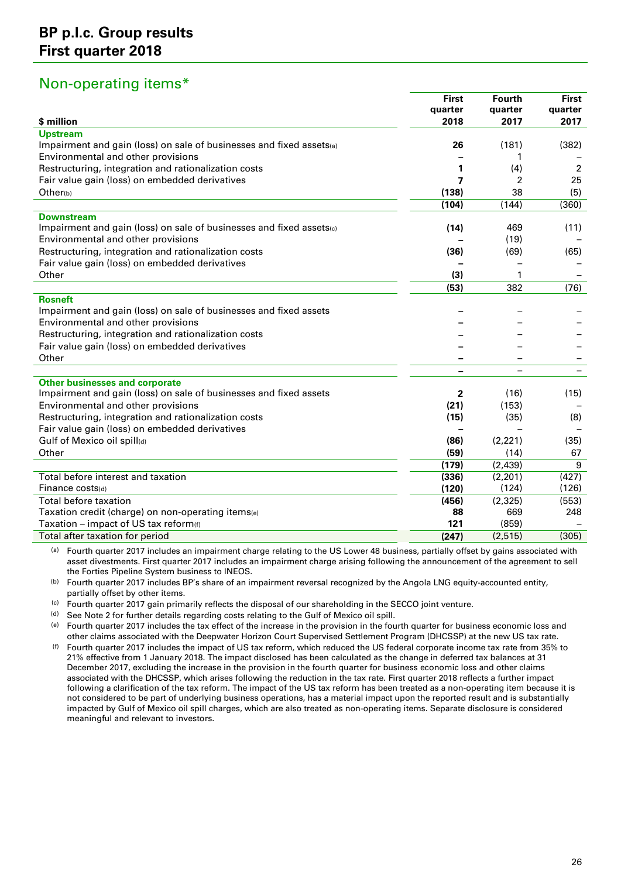# BP p.l.c. Group results
# First quarter 2018

## Non-operating items*

| $ million | First quarter 2018 | Fourth quarter 2017 | First quarter 2017 |
|---|---|---|---|
| **Upstream** | | | |
| Impairment and gain (loss) on sale of businesses and fixed assets(a) | **26** | (181) | (382) |
| Environmental and other provisions | **–** | 1 | – |
| Restructuring, integration and rationalization costs | **1** | (4) | 2 |
| Fair value gain (loss) on embedded derivatives | **7** | 2 | 25 |
| Other(b) | **(138)** | 38 | (5) |
| | **(104)** | (144) | (360) |
| **Downstream** | | | |
| Impairment and gain (loss) on sale of businesses and fixed assets(c) | **(14)** | 469 | (11) |
| Environmental and other provisions | **–** | (19) | – |
| Restructuring, integration and rationalization costs | **(36)** | (69) | (65) |
| Fair value gain (loss) on embedded derivatives | **–** | – | – |
| Other | **(3)** | 1 | – |
| | **(53)** | 382 | (76) |
| **Rosneft** | | | |
| Impairment and gain (loss) on sale of businesses and fixed assets | **–** | – | – |
| Environmental and other provisions | **–** | – | – |
| Restructuring, integration and rationalization costs | **–** | – | – |
| Fair value gain (loss) on embedded derivatives | **–** | – | – |
| Other | **–** | – | – |
| | **–** | – | – |
| **Other businesses and corporate** | | | |
| Impairment and gain (loss) on sale of businesses and fixed assets | **2** | (16) | (15) |
| Environmental and other provisions | **(21)** | (153) | – |
| Restructuring, integration and rationalization costs | **(15)** | (35) | (8) |
| Fair value gain (loss) on embedded derivatives | **–** | – | – |
| Gulf of Mexico oil spill(d) | **(86)** | (2,221) | (35) |
| Other | **(59)** | (14) | 67 |
| | **(179)** | (2,439) | 9 |
| Total before interest and taxation | **(336)** | (2,201) | (427) |
| Finance costs(d) | **(120)** | (124) | (126) |
| Total before taxation | **(456)** | (2,325) | (553) |
| Taxation credit (charge) on non-operating items(e) | **88** | 669 | 248 |
| Taxation – impact of US tax reform(f) | **121** | (859) | – |
| Total after taxation for period | **(247)** | (2,515) | (305) |

(a) Fourth quarter 2017 includes an impairment charge relating to the US Lower 48 business, partially offset by gains associated with asset divestments. First quarter 2017 includes an impairment charge arising following the announcement of the agreement to sell the Forties Pipeline System business to INEOS.

(b) Fourth quarter 2017 includes BP's share of an impairment reversal recognized by the Angola LNG equity-accounted entity, partially offset by other items.

(c) Fourth quarter 2017 gain primarily reflects the disposal of our shareholding in the SECCO joint venture.

(d) See Note 2 for further details regarding costs relating to the Gulf of Mexico oil spill.

(e) Fourth quarter 2017 includes the tax effect of the increase in the provision in the fourth quarter for business economic loss and other claims associated with the Deepwater Horizon Court Supervised Settlement Program (DHCSSP) at the new US tax rate.

(f) Fourth quarter 2017 includes the impact of US tax reform, which reduced the US federal corporate income tax rate from 35% to 21% effective from 1 January 2018. The impact disclosed has been calculated as the change in deferred tax balances at 31 December 2017, excluding the increase in the provision in the fourth quarter for business economic loss and other claims associated with the DHCSSP, which arises following the reduction in the tax rate. First quarter 2018 reflects a further impact following a clarification of the tax reform. The impact of the US tax reform has been treated as a non-operating item because it is not considered to be part of underlying business operations, has a material impact upon the reported result and is substantially impacted by Gulf of Mexico oil spill charges, which are also treated as non-operating items. Separate disclosure is considered meaningful and relevant to investors.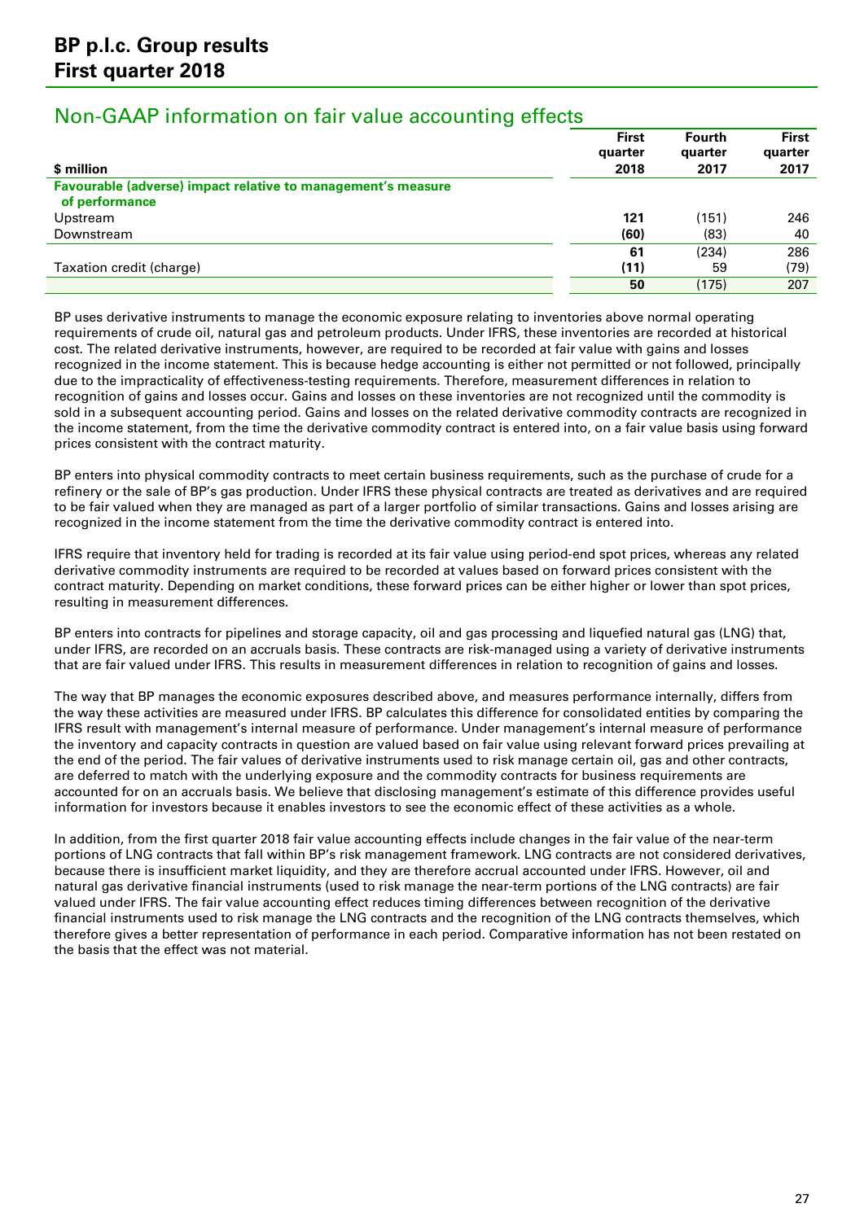# BP p.l.c. Group results
## First quarter 2018

## Non-GAAP information on fair value accounting effects

| $ million | First quarter 2018 | Fourth quarter 2017 | First quarter 2017 |
|---|---|---|---|
| **Favourable (adverse) impact relative to management's measure of performance** | | | |
| Upstream | **121** | (151) | 246 |
| Downstream | **(60)** | (83) | 40 |
| | **61** | (234) | 286 |
| Taxation credit (charge) | **(11)** | 59 | (79) |
| | **50** | (175) | 207 |

BP uses derivative instruments to manage the economic exposure relating to inventories above normal operating requirements of crude oil, natural gas and petroleum products. Under IFRS, these inventories are recorded at historical cost. The related derivative instruments, however, are required to be recorded at fair value with gains and losses recognized in the income statement. This is because hedge accounting is either not permitted or not followed, principally due to the impracticality of effectiveness-testing requirements. Therefore, measurement differences in relation to recognition of gains and losses occur. Gains and losses on these inventories are not recognized until the commodity is sold in a subsequent accounting period. Gains and losses on the related derivative commodity contracts are recognized in the income statement, from the time the derivative commodity contract is entered into, on a fair value basis using forward prices consistent with the contract maturity.

BP enters into physical commodity contracts to meet certain business requirements, such as the purchase of crude for a refinery or the sale of BP's gas production. Under IFRS these physical contracts are treated as derivatives and are required to be fair valued when they are managed as part of a larger portfolio of similar transactions. Gains and losses arising are recognized in the income statement from the time the derivative commodity contract is entered into.

IFRS require that inventory held for trading is recorded at its fair value using period-end spot prices, whereas any related derivative commodity instruments are required to be recorded at values based on forward prices consistent with the contract maturity. Depending on market conditions, these forward prices can be either higher or lower than spot prices, resulting in measurement differences.

BP enters into contracts for pipelines and storage capacity, oil and gas processing and liquefied natural gas (LNG) that, under IFRS, are recorded on an accruals basis. These contracts are risk-managed using a variety of derivative instruments that are fair valued under IFRS. This results in measurement differences in relation to recognition of gains and losses.

The way that BP manages the economic exposures described above, and measures performance internally, differs from the way these activities are measured under IFRS. BP calculates this difference for consolidated entities by comparing the IFRS result with management's internal measure of performance. Under management's internal measure of performance the inventory and capacity contracts in question are valued based on fair value using relevant forward prices prevailing at the end of the period. The fair values of derivative instruments used to risk manage certain oil, gas and other contracts, are deferred to match with the underlying exposure and the commodity contracts for business requirements are accounted for on an accruals basis. We believe that disclosing management's estimate of this difference provides useful information for investors because it enables investors to see the economic effect of these activities as a whole.

In addition, from the first quarter 2018 fair value accounting effects include changes in the fair value of the near-term portions of LNG contracts that fall within BP's risk management framework. LNG contracts are not considered derivatives, because there is insufficient market liquidity, and they are therefore accrual accounted under IFRS. However, oil and natural gas derivative financial instruments (used to risk manage the near-term portions of the LNG contracts) are fair valued under IFRS. The fair value accounting effect reduces timing differences between recognition of the derivative financial instruments used to risk manage the LNG contracts and the recognition of the LNG contracts themselves, which therefore gives a better representation of performance in each period. Comparative information has not been restated on the basis that the effect was not material.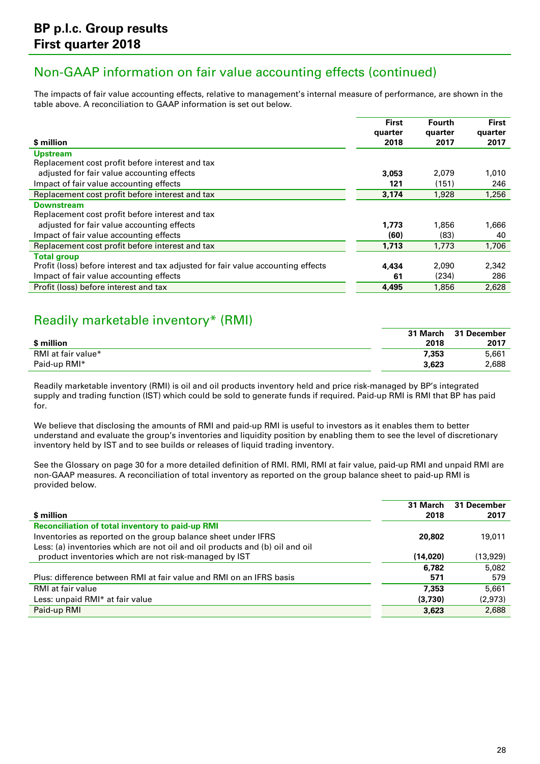# BP p.l.c. Group results
# First quarter 2018

## Non-GAAP information on fair value accounting effects (continued)

The impacts of fair value accounting effects, relative to management's internal measure of performance, are shown in the table above. A reconciliation to GAAP information is set out below.

| $ million | First quarter 2018 | Fourth quarter 2017 | First quarter 2017 |
|---|---|---|---|
| **Upstream** | | | |
| Replacement cost profit before interest and tax adjusted for fair value accounting effects | **3,053** | 2,079 | 1,010 |
| Impact of fair value accounting effects | **121** | (151) | 246 |
| Replacement cost profit before interest and tax | **3,174** | 1,928 | 1,256 |
| **Downstream** | | | |
| Replacement cost profit before interest and tax adjusted for fair value accounting effects | **1,773** | 1,856 | 1,666 |
| Impact of fair value accounting effects | **(60)** | (83) | 40 |
| Replacement cost profit before interest and tax | **1,713** | 1,773 | 1,706 |
| **Total group** | | | |
| Profit (loss) before interest and tax adjusted for fair value accounting effects | **4,434** | 2,090 | 2,342 |
| Impact of fair value accounting effects | **61** | (234) | 286 |
| Profit (loss) before interest and tax | **4,495** | 1,856 | 2,628 |

## Readily marketable inventory* (RMI)

| $ million | 31 March 2018 | 31 December 2017 |
|---|---|---|
| RMI at fair value* | **7,353** | 5,661 |
| Paid-up RMI* | **3,623** | 2,688 |

Readily marketable inventory (RMI) is oil and oil products inventory held and price risk-managed by BP's integrated supply and trading function (IST) which could be sold to generate funds if required. Paid-up RMI is RMI that BP has paid for.

We believe that disclosing the amounts of RMI and paid-up RMI is useful to investors as it enables them to better understand and evaluate the group's inventories and liquidity position by enabling them to see the level of discretionary inventory held by IST and to see builds or releases of liquid trading inventory.

See the Glossary on page 30 for a more detailed definition of RMI. RMI, RMI at fair value, paid-up RMI and unpaid RMI are non-GAAP measures. A reconciliation of total inventory as reported on the group balance sheet to paid-up RMI is provided below.

| $ million | 31 March 2018 | 31 December 2017 |
|---|---|---|
| **Reconciliation of total inventory to paid-up RMI** | | |
| Inventories as reported on the group balance sheet under IFRS | **20,802** | 19,011 |
| Less: (a) inventories which are not oil and oil products and (b) oil and oil product inventories which are not risk-managed by IST | **(14,020)** | (13,929) |
| | **6,782** | 5,082 |
| Plus: difference between RMI at fair value and RMI on an IFRS basis | **571** | 579 |
| RMI at fair value | **7,353** | 5,661 |
| Less: unpaid RMI* at fair value | **(3,730)** | (2,973) |
| Paid-up RMI | **3,623** | 2,688 |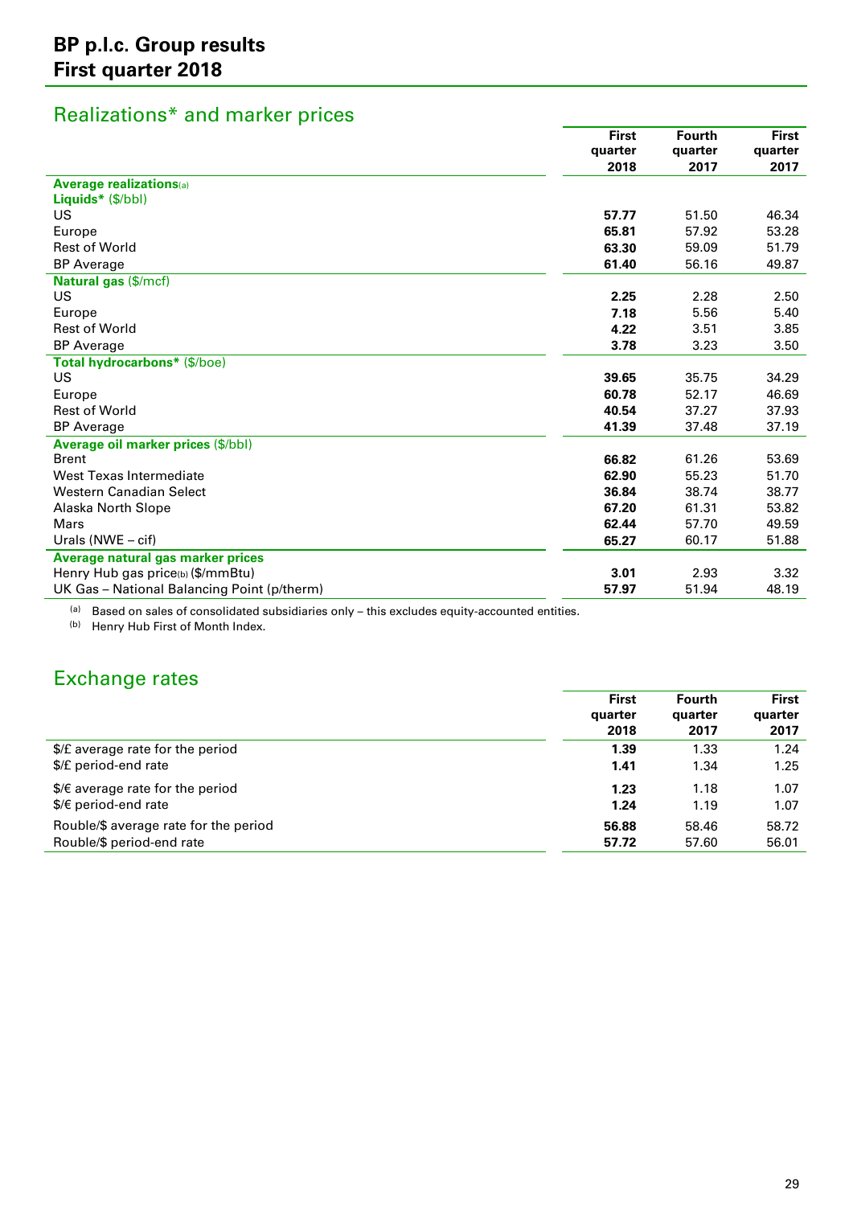# BP p.l.c. Group results
# First quarter 2018

## Realizations* and marker prices

| | First quarter 2018 | Fourth quarter 2017 | First quarter 2017 |
|---|---|---|---|
| **Average realizations**[a] | | | |
| **Liquids*** ($/bbl) | | | |
| US | **57.77** | 51.50 | 46.34 |
| Europe | **65.81** | 57.92 | 53.28 |
| Rest of World | **63.30** | 59.09 | 51.79 |
| BP Average | **61.40** | 56.16 | 49.87 |
| **Natural gas** ($/mcf) | | | |
| US | **2.25** | 2.28 | 2.50 |
| Europe | **7.18** | 5.56 | 5.40 |
| Rest of World | **4.22** | 3.51 | 3.85 |
| BP Average | **3.78** | 3.23 | 3.50 |
| **Total hydrocarbons*** ($/boe) | | | |
| US | **39.65** | 35.75 | 34.29 |
| Europe | **60.78** | 52.17 | 46.69 |
| Rest of World | **40.54** | 37.27 | 37.93 |
| BP Average | **41.39** | 37.48 | 37.19 |
| **Average oil marker prices** ($/bbl) | | | |
| Brent | **66.82** | 61.26 | 53.69 |
| West Texas Intermediate | **62.90** | 55.23 | 51.70 |
| Western Canadian Select | **36.84** | 38.74 | 38.77 |
| Alaska North Slope | **67.20** | 61.31 | 53.82 |
| Mars | **62.44** | 57.70 | 49.59 |
| Urals (NWE – cif) | **65.27** | 60.17 | 51.88 |
| **Average natural gas marker prices** | | | |
| Henry Hub gas price[b] ($/mmBtu) | **3.01** | 2.93 | 3.32 |
| UK Gas – National Balancing Point (p/therm) | **57.97** | 51.94 | 48.19 |

[a] Based on sales of consolidated subsidiaries only – this excludes equity-accounted entities.
[b] Henry Hub First of Month Index.

## Exchange rates

| | First quarter 2018 | Fourth quarter 2017 | First quarter 2017 |
|---|---|---|---|
| $/£ average rate for the period | **1.39** | 1.33 | 1.24 |
| $/£ period-end rate | **1.41** | 1.34 | 1.25 |
| $/€ average rate for the period | **1.23** | 1.18 | 1.07 |
| $/€ period-end rate | **1.24** | 1.19 | 1.07 |
| Rouble/$ average rate for the period | **56.88** | 58.46 | 58.72 |
| Rouble/$ period-end rate | **57.72** | 57.60 | 56.01 |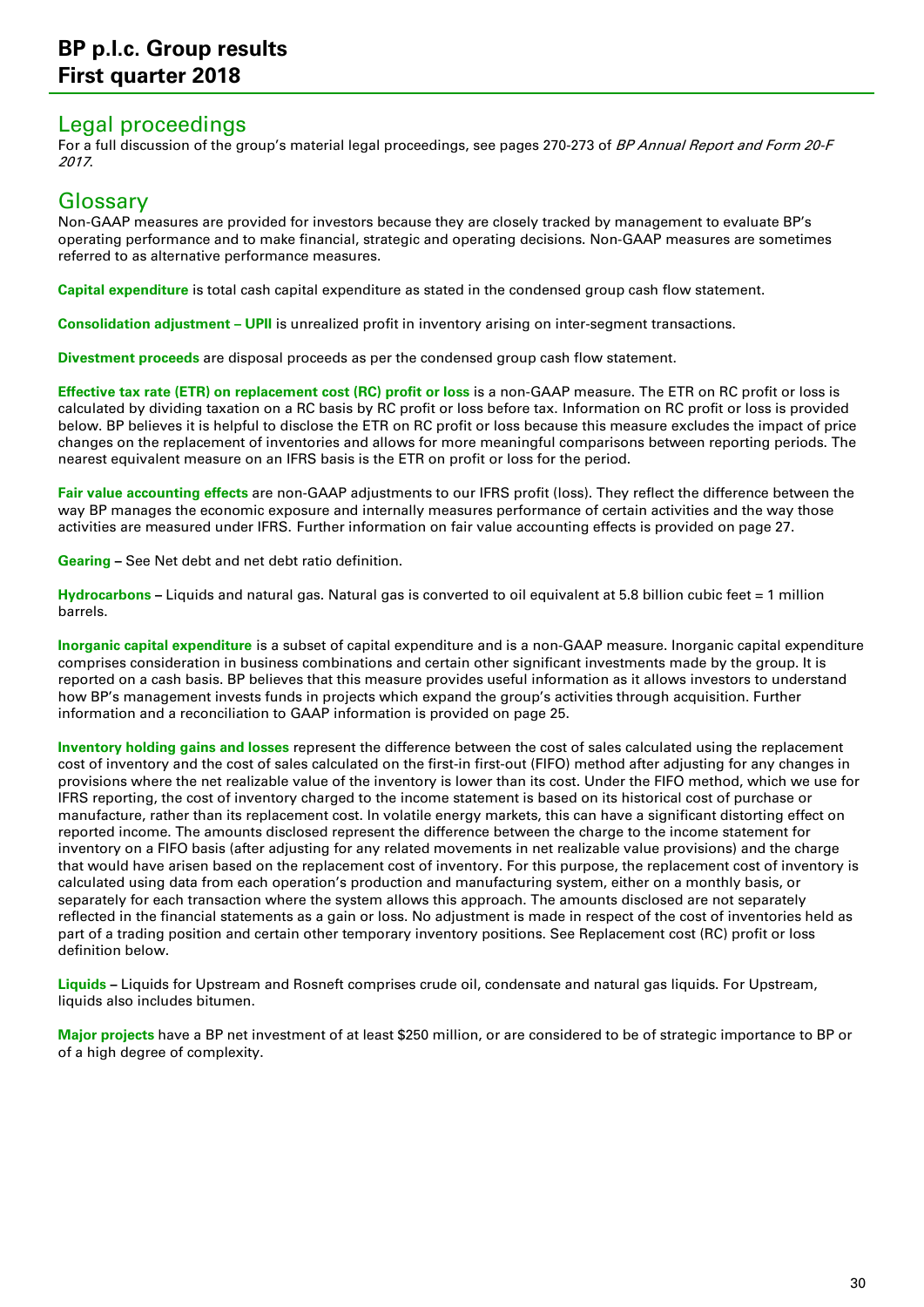## Legal proceedings

For a full discussion of the group's material legal proceedings, see pages 270-273 of *BP Annual Report and Form 20-F 2017*.

## Glossary

Non-GAAP measures are provided for investors because they are closely tracked by management to evaluate BP's operating performance and to make financial, strategic and operating decisions. Non-GAAP measures are sometimes referred to as alternative performance measures.

**Capital expenditure** is total cash capital expenditure as stated in the condensed group cash flow statement.

**Consolidation adjustment – UPII** is unrealized profit in inventory arising on inter-segment transactions.

**Divestment proceeds** are disposal proceeds as per the condensed group cash flow statement.

**Effective tax rate (ETR) on replacement cost (RC) profit or loss** is a non-GAAP measure. The ETR on RC profit or loss is calculated by dividing taxation on a RC basis by RC profit or loss before tax. Information on RC profit or loss is provided below. BP believes it is helpful to disclose the ETR on RC profit or loss because this measure excludes the impact of price changes on the replacement of inventories and allows for more meaningful comparisons between reporting periods. The nearest equivalent measure on an IFRS basis is the ETR on profit or loss for the period.

**Fair value accounting effects** are non-GAAP adjustments to our IFRS profit (loss). They reflect the difference between the way BP manages the economic exposure and internally measures performance of certain activities and the way those activities are measured under IFRS. Further information on fair value accounting effects is provided on page 27.

**Gearing** – See Net debt and net debt ratio definition.

**Hydrocarbons** – Liquids and natural gas. Natural gas is converted to oil equivalent at 5.8 billion cubic feet = 1 million barrels.

**Inorganic capital expenditure** is a subset of capital expenditure and is a non-GAAP measure. Inorganic capital expenditure comprises consideration in business combinations and certain other significant investments made by the group. It is reported on a cash basis. BP believes that this measure provides useful information as it allows investors to understand how BP's management invests funds in projects which expand the group's activities through acquisition. Further information and a reconciliation to GAAP information is provided on page 25.

**Inventory holding gains and losses** represent the difference between the cost of sales calculated using the replacement cost of inventory and the cost of sales calculated on the first-in first-out (FIFO) method after adjusting for any changes in provisions where the net realizable value of the inventory is lower than its cost. Under the FIFO method, which we use for IFRS reporting, the cost of inventory charged to the income statement is based on its historical cost of purchase or manufacture, rather than its replacement cost. In volatile energy markets, this can have a significant distorting effect on reported income. The amounts disclosed represent the difference between the charge to the income statement for inventory on a FIFO basis (after adjusting for any related movements in net realizable value provisions) and the charge that would have arisen based on the replacement cost of inventory. For this purpose, the replacement cost of inventory is calculated using data from each operation's production and manufacturing system, either on a monthly basis, or separately for each transaction where the system allows this approach. The amounts disclosed are not separately reflected in the financial statements as a gain or loss. No adjustment is made in respect of the cost of inventories held as part of a trading position and certain other temporary inventory positions. See Replacement cost (RC) profit or loss definition below.

**Liquids** – Liquids for Upstream and Rosneft comprises crude oil, condensate and natural gas liquids. For Upstream, liquids also includes bitumen.

**Major projects** have a BP net investment of at least $250 million, or are considered to be of strategic importance to BP or of a high degree of complexity.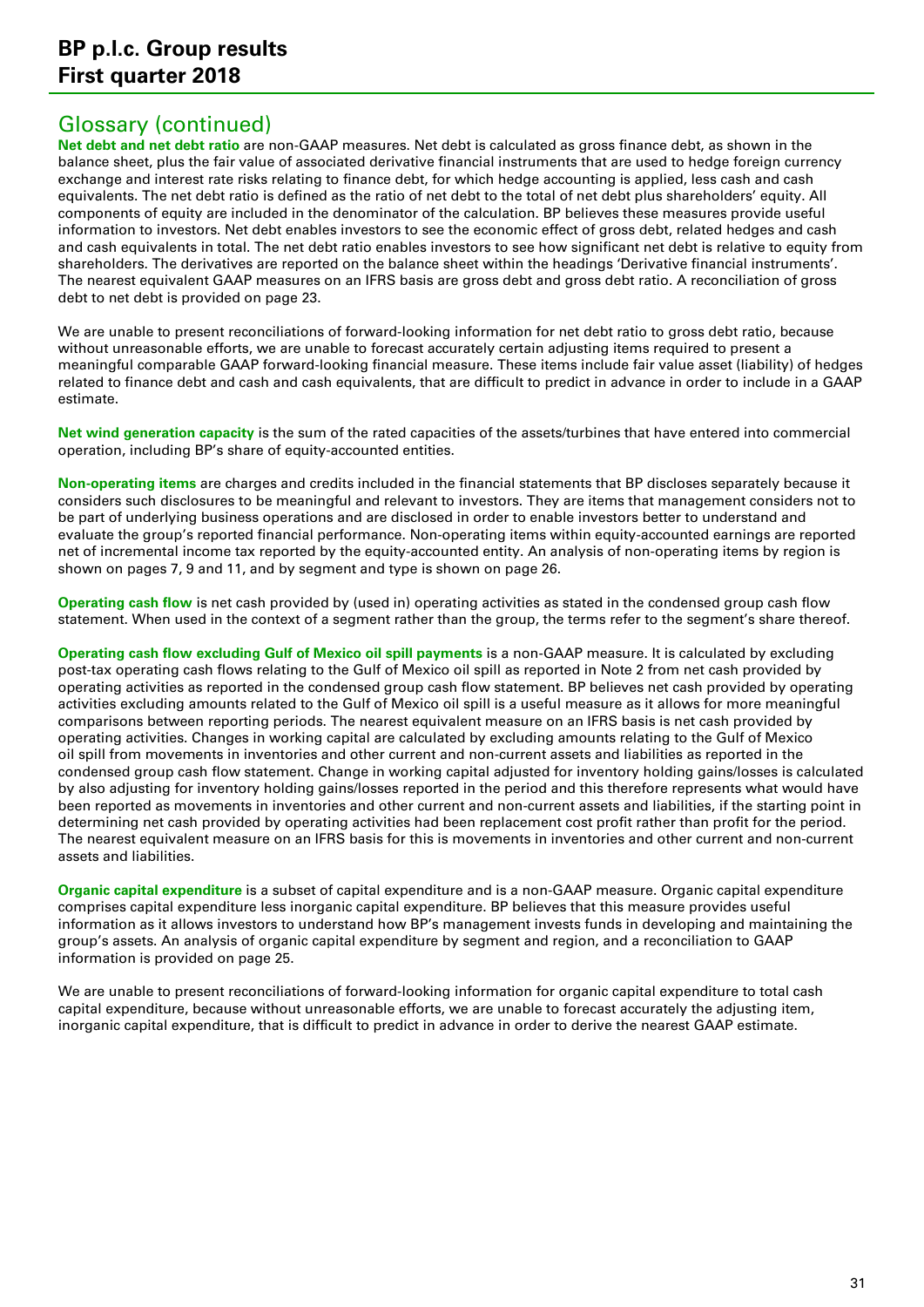## Glossary (continued)

**Net debt and net debt ratio** are non-GAAP measures. Net debt is calculated as gross finance debt, as shown in the balance sheet, plus the fair value of associated derivative financial instruments that are used to hedge foreign currency exchange and interest rate risks relating to finance debt, for which hedge accounting is applied, less cash and cash equivalents. The net debt ratio is defined as the ratio of net debt to the total of net debt plus shareholders' equity. All components of equity are included in the denominator of the calculation. BP believes these measures provide useful information to investors. Net debt enables investors to see the economic effect of gross debt, related hedges and cash and cash equivalents in total. The net debt ratio enables investors to see how significant net debt is relative to equity from shareholders. The derivatives are reported on the balance sheet within the headings 'Derivative financial instruments'. The nearest equivalent GAAP measures on an IFRS basis are gross debt and gross debt ratio. A reconciliation of gross debt to net debt is provided on page 23.

We are unable to present reconciliations of forward-looking information for net debt ratio to gross debt ratio, because without unreasonable efforts, we are unable to forecast accurately certain adjusting items required to present a meaningful comparable GAAP forward-looking financial measure. These items include fair value asset (liability) of hedges related to finance debt and cash and cash equivalents, that are difficult to predict in advance in order to include in a GAAP estimate.

**Net wind generation capacity** is the sum of the rated capacities of the assets/turbines that have entered into commercial operation, including BP's share of equity-accounted entities.

**Non-operating items** are charges and credits included in the financial statements that BP discloses separately because it considers such disclosures to be meaningful and relevant to investors. They are items that management considers not to be part of underlying business operations and are disclosed in order to enable investors better to understand and evaluate the group's reported financial performance. Non-operating items within equity-accounted earnings are reported net of incremental income tax reported by the equity-accounted entity. An analysis of non-operating items by region is shown on pages 7, 9 and 11, and by segment and type is shown on page 26.

**Operating cash flow** is net cash provided by (used in) operating activities as stated in the condensed group cash flow statement. When used in the context of a segment rather than the group, the terms refer to the segment's share thereof.

**Operating cash flow excluding Gulf of Mexico oil spill payments** is a non-GAAP measure. It is calculated by excluding post-tax operating cash flows relating to the Gulf of Mexico oil spill as reported in Note 2 from net cash provided by operating activities as reported in the condensed group cash flow statement. BP believes net cash provided by operating activities excluding amounts related to the Gulf of Mexico oil spill is a useful measure as it allows for more meaningful comparisons between reporting periods. The nearest equivalent measure on an IFRS basis is net cash provided by operating activities. Changes in working capital are calculated by excluding amounts relating to the Gulf of Mexico oil spill from movements in inventories and other current and non-current assets and liabilities as reported in the condensed group cash flow statement. Change in working capital adjusted for inventory holding gains/losses is calculated by also adjusting for inventory holding gains/losses reported in the period and this therefore represents what would have been reported as movements in inventories and other current and non-current assets and liabilities, if the starting point in determining net cash provided by operating activities had been replacement cost profit rather than profit for the period. The nearest equivalent measure on an IFRS basis for this is movements in inventories and other current and non-current assets and liabilities.

**Organic capital expenditure** is a subset of capital expenditure and is a non-GAAP measure. Organic capital expenditure comprises capital expenditure less inorganic capital expenditure. BP believes that this measure provides useful information as it allows investors to understand how BP's management invests funds in developing and maintaining the group's assets. An analysis of organic capital expenditure by segment and region, and a reconciliation to GAAP information is provided on page 25.

We are unable to present reconciliations of forward-looking information for organic capital expenditure to total cash capital expenditure, because without unreasonable efforts, we are unable to forecast accurately the adjusting item, inorganic capital expenditure, that is difficult to predict in advance in order to derive the nearest GAAP estimate.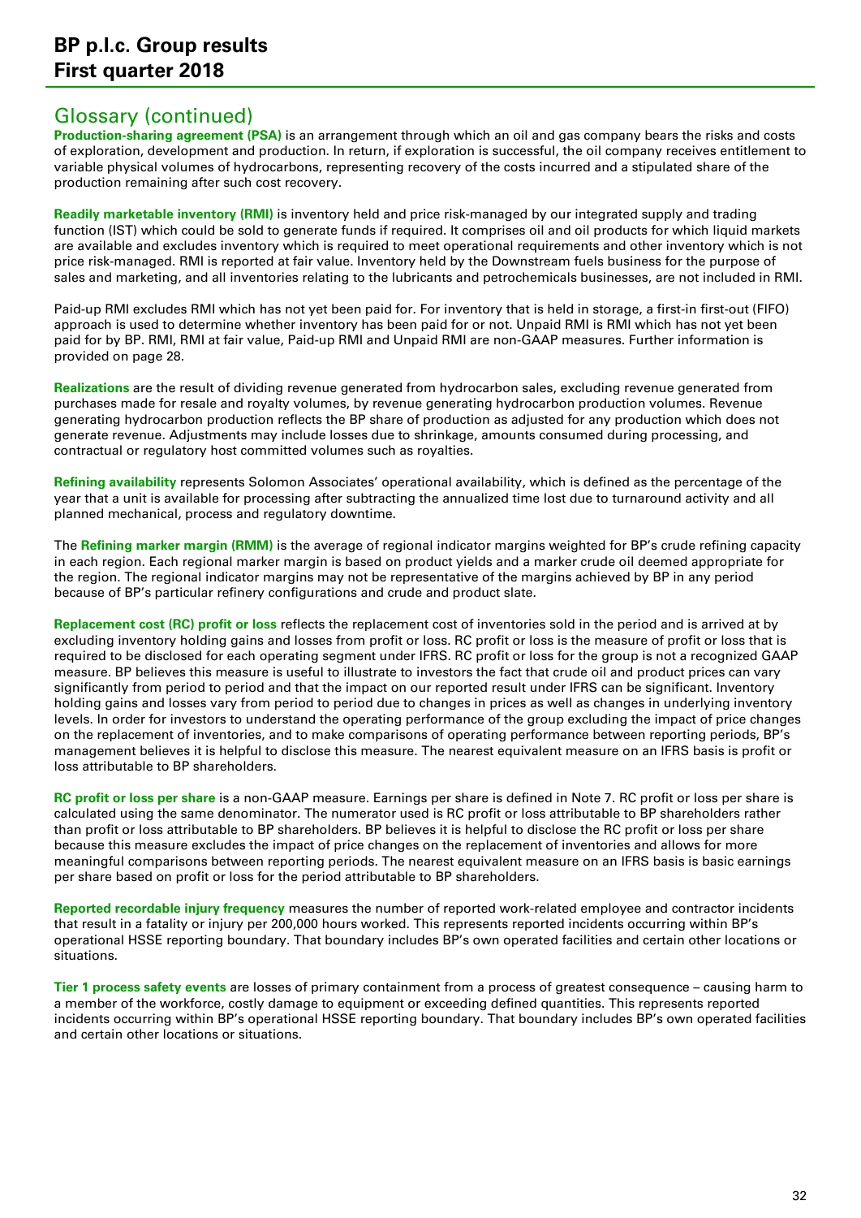## Glossary (continued)

**Production-sharing agreement (PSA)** is an arrangement through which an oil and gas company bears the risks and costs of exploration, development and production. In return, if exploration is successful, the oil company receives entitlement to variable physical volumes of hydrocarbons, representing recovery of the costs incurred and a stipulated share of the production remaining after such cost recovery.

**Readily marketable inventory (RMI)** is inventory held and price risk-managed by our integrated supply and trading function (IST) which could be sold to generate funds if required. It comprises oil and oil products for which liquid markets are available and excludes inventory which is required to meet operational requirements and other inventory which is not price risk-managed. RMI is reported at fair value. Inventory held by the Downstream fuels business for the purpose of sales and marketing, and all inventories relating to the lubricants and petrochemicals businesses, are not included in RMI.

Paid-up RMI excludes RMI which has not yet been paid for. For inventory that is held in storage, a first-in first-out (FIFO) approach is used to determine whether inventory has been paid for or not. Unpaid RMI is RMI which has not yet been paid for by BP. RMI, RMI at fair value, Paid-up RMI and Unpaid RMI are non-GAAP measures. Further information is provided on page 28.

**Realizations** are the result of dividing revenue generated from hydrocarbon sales, excluding revenue generated from purchases made for resale and royalty volumes, by revenue generating hydrocarbon production volumes. Revenue generating hydrocarbon production reflects the BP share of production as adjusted for any production which does not generate revenue. Adjustments may include losses due to shrinkage, amounts consumed during processing, and contractual or regulatory host committed volumes such as royalties.

**Refining availability** represents Solomon Associates' operational availability, which is defined as the percentage of the year that a unit is available for processing after subtracting the annualized time lost due to turnaround activity and all planned mechanical, process and regulatory downtime.

The **Refining marker margin (RMM)** is the average of regional indicator margins weighted for BP's crude refining capacity in each region. Each regional marker margin is based on product yields and a marker crude oil deemed appropriate for the region. The regional indicator margins may not be representative of the margins achieved by BP in any period because of BP's particular refinery configurations and crude and product slate.

**Replacement cost (RC) profit or loss** reflects the replacement cost of inventories sold in the period and is arrived at by excluding inventory holding gains and losses from profit or loss. RC profit or loss is the measure of profit or loss that is required to be disclosed for each operating segment under IFRS. RC profit or loss for the group is not a recognized GAAP measure. BP believes this measure is useful to illustrate to investors the fact that crude oil and product prices can vary significantly from period to period and that the impact on our reported result under IFRS can be significant. Inventory holding gains and losses vary from period to period due to changes in prices as well as changes in underlying inventory levels. In order for investors to understand the operating performance of the group excluding the impact of price changes on the replacement of inventories, and to make comparisons of operating performance between reporting periods, BP's management believes it is helpful to disclose this measure. The nearest equivalent measure on an IFRS basis is profit or loss attributable to BP shareholders.

**RC profit or loss per share** is a non-GAAP measure. Earnings per share is defined in Note 7. RC profit or loss per share is calculated using the same denominator. The numerator used is RC profit or loss attributable to BP shareholders rather than profit or loss attributable to BP shareholders. BP believes it is helpful to disclose the RC profit or loss per share because this measure excludes the impact of price changes on the replacement of inventories and allows for more meaningful comparisons between reporting periods. The nearest equivalent measure on an IFRS basis is basic earnings per share based on profit or loss for the period attributable to BP shareholders.

**Reported recordable injury frequency** measures the number of reported work-related employee and contractor incidents that result in a fatality or injury per 200,000 hours worked. This represents reported incidents occurring within BP's operational HSSE reporting boundary. That boundary includes BP's own operated facilities and certain other locations or situations.

**Tier 1 process safety events** are losses of primary containment from a process of greatest consequence – causing harm to a member of the workforce, costly damage to equipment or exceeding defined quantities. This represents reported incidents occurring within BP's operational HSSE reporting boundary. That boundary includes BP's own operated facilities and certain other locations or situations.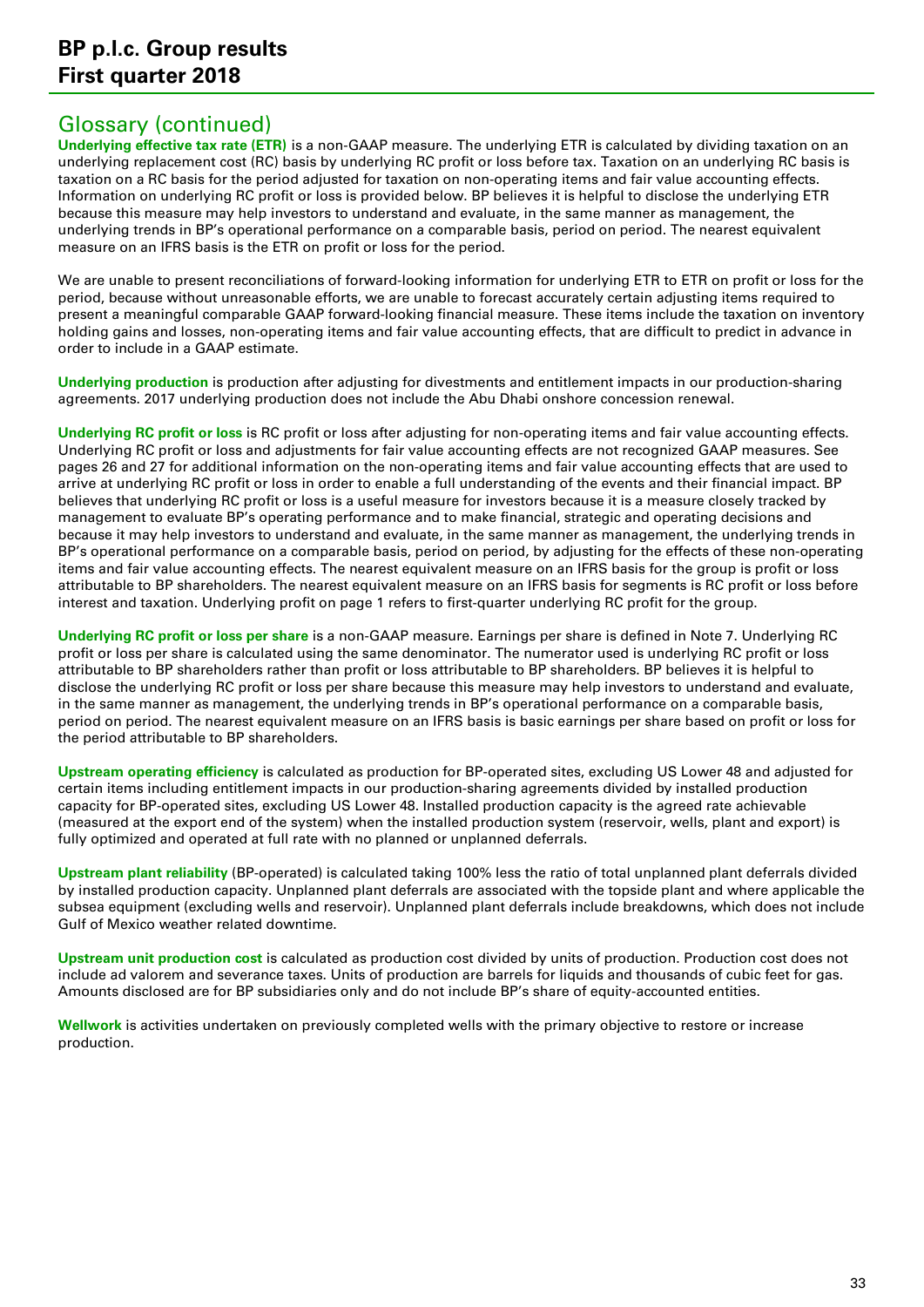## Glossary (continued)

**Underlying effective tax rate (ETR)** is a non-GAAP measure. The underlying ETR is calculated by dividing taxation on an underlying replacement cost (RC) basis by underlying RC profit or loss before tax. Taxation on an underlying RC basis is taxation on a RC basis for the period adjusted for taxation on non-operating items and fair value accounting effects. Information on underlying RC profit or loss is provided below. BP believes it is helpful to disclose the underlying ETR because this measure may help investors to understand and evaluate, in the same manner as management, the underlying trends in BP's operational performance on a comparable basis, period on period. The nearest equivalent measure on an IFRS basis is the ETR on profit or loss for the period.

We are unable to present reconciliations of forward-looking information for underlying ETR to ETR on profit or loss for the period, because without unreasonable efforts, we are unable to forecast accurately certain adjusting items required to present a meaningful comparable GAAP forward-looking financial measure. These items include the taxation on inventory holding gains and losses, non-operating items and fair value accounting effects, that are difficult to predict in advance in order to include in a GAAP estimate.

**Underlying production** is production after adjusting for divestments and entitlement impacts in our production-sharing agreements. 2017 underlying production does not include the Abu Dhabi onshore concession renewal.

**Underlying RC profit or loss** is RC profit or loss after adjusting for non-operating items and fair value accounting effects. Underlying RC profit or loss and adjustments for fair value accounting effects are not recognized GAAP measures. See pages 26 and 27 for additional information on the non-operating items and fair value accounting effects that are used to arrive at underlying RC profit or loss in order to enable a full understanding of the events and their financial impact. BP believes that underlying RC profit or loss is a useful measure for investors because it is a measure closely tracked by management to evaluate BP's operating performance and to make financial, strategic and operating decisions and because it may help investors to understand and evaluate, in the same manner as management, the underlying trends in BP's operational performance on a comparable basis, period on period, by adjusting for the effects of these non-operating items and fair value accounting effects. The nearest equivalent measure on an IFRS basis for the group is profit or loss attributable to BP shareholders. The nearest equivalent measure on an IFRS basis for segments is RC profit or loss before interest and taxation. Underlying profit on page 1 refers to first-quarter underlying RC profit for the group.

**Underlying RC profit or loss per share** is a non-GAAP measure. Earnings per share is defined in Note 7. Underlying RC profit or loss per share is calculated using the same denominator. The numerator used is underlying RC profit or loss attributable to BP shareholders rather than profit or loss attributable to BP shareholders. BP believes it is helpful to disclose the underlying RC profit or loss per share because this measure may help investors to understand and evaluate, in the same manner as management, the underlying trends in BP's operational performance on a comparable basis, period on period. The nearest equivalent measure on an IFRS basis is basic earnings per share based on profit or loss for the period attributable to BP shareholders.

**Upstream operating efficiency** is calculated as production for BP-operated sites, excluding US Lower 48 and adjusted for certain items including entitlement impacts in our production-sharing agreements divided by installed production capacity for BP-operated sites, excluding US Lower 48. Installed production capacity is the agreed rate achievable (measured at the export end of the system) when the installed production system (reservoir, wells, plant and export) is fully optimized and operated at full rate with no planned or unplanned deferrals.

**Upstream plant reliability** (BP-operated) is calculated taking 100% less the ratio of total unplanned plant deferrals divided by installed production capacity. Unplanned plant deferrals are associated with the topside plant and where applicable the subsea equipment (excluding wells and reservoir). Unplanned plant deferrals include breakdowns, which does not include Gulf of Mexico weather related downtime.

**Upstream unit production cost** is calculated as production cost divided by units of production. Production cost does not include ad valorem and severance taxes. Units of production are barrels for liquids and thousands of cubic feet for gas. Amounts disclosed are for BP subsidiaries only and do not include BP's share of equity-accounted entities.

**Wellwork** is activities undertaken on previously completed wells with the primary objective to restore or increase production.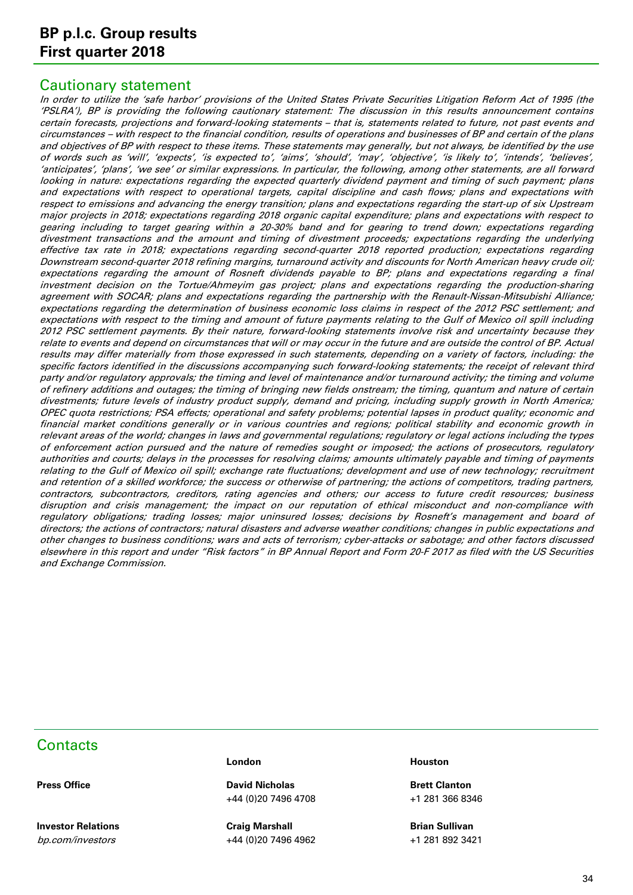## Cautionary statement

*In order to utilize the 'safe harbor' provisions of the United States Private Securities Litigation Reform Act of 1995 (the 'PSLRA'), BP is providing the following cautionary statement: The discussion in this results announcement contains certain forecasts, projections and forward-looking statements – that is, statements related to future, not past events and circumstances – with respect to the financial condition, results of operations and businesses of BP and certain of the plans and objectives of BP with respect to these items. These statements may generally, but not always, be identified by the use of words such as 'will', 'expects', 'is expected to', 'aims', 'should', 'may', 'objective', 'is likely to', 'intends', 'believes', 'anticipates', 'plans', 'we see' or similar expressions. In particular, the following, among other statements, are all forward looking in nature: expectations regarding the expected quarterly dividend payment and timing of such payment; plans and expectations with respect to operational targets, capital discipline and cash flows; plans and expectations with respect to emissions and advancing the energy transition; plans and expectations regarding the start-up of six Upstream major projects in 2018; expectations regarding 2018 organic capital expenditure; plans and expectations with respect to gearing including to target gearing within a 20-30% band and for gearing to trend down; expectations regarding divestment transactions and the amount and timing of divestment proceeds; expectations regarding the underlying effective tax rate in 2018; expectations regarding second-quarter 2018 reported production; expectations regarding Downstream second-quarter 2018 refining margins, turnaround activity and discounts for North American heavy crude oil; expectations regarding the amount of Rosneft dividends payable to BP; plans and expectations regarding a final investment decision on the Tortue/Ahmeyim gas project; plans and expectations regarding the production-sharing agreement with SOCAR; plans and expectations regarding the partnership with the Renault-Nissan-Mitsubishi Alliance; expectations regarding the determination of business economic loss claims in respect of the 2012 PSC settlement; and expectations with respect to the timing and amount of future payments relating to the Gulf of Mexico oil spill including 2012 PSC settlement payments. By their nature, forward-looking statements involve risk and uncertainty because they relate to events and depend on circumstances that will or may occur in the future and are outside the control of BP. Actual results may differ materially from those expressed in such statements, depending on a variety of factors, including: the specific factors identified in the discussions accompanying such forward-looking statements; the receipt of relevant third party and/or regulatory approvals; the timing and level of maintenance and/or turnaround activity; the timing and volume of refinery additions and outages; the timing of bringing new fields onstream; the timing, quantum and nature of certain divestments; future levels of industry product supply, demand and pricing, including supply growth in North America; OPEC quota restrictions; PSA effects; operational and safety problems; potential lapses in product quality; economic and financial market conditions generally or in various countries and regions; political stability and economic growth in relevant areas of the world; changes in laws and governmental regulations; regulatory or legal actions including the types of enforcement action pursued and the nature of remedies sought or imposed; the actions of prosecutors, regulatory authorities and courts; delays in the processes for resolving claims; amounts ultimately payable and timing of payments relating to the Gulf of Mexico oil spill; exchange rate fluctuations; development and use of new technology; recruitment and retention of a skilled workforce; the success or otherwise of partnering; the actions of competitors, trading partners, contractors, subcontractors, creditors, rating agencies and others; our access to future credit resources; business disruption and crisis management; the impact on our reputation of ethical misconduct and non-compliance with regulatory obligations; trading losses; major uninsured losses; decisions by Rosneft's management and board of directors; the actions of contractors; natural disasters and adverse weather conditions; changes in public expectations and other changes to business conditions; wars and acts of terrorism; cyber-attacks or sabotage; and other factors discussed elsewhere in this report and under "Risk factors" in BP Annual Report and Form 20-F 2017 as filed with the US Securities and Exchange Commission.*

## Contacts

| | London | Houston |
|---|---|---|
| **Press Office** | **David Nicholas**<br>+44 (0)20 7496 4708 | **Brett Clanton**<br>+1 281 366 8346 |
| **Investor Relations**<br>*bp.com/investors* | **Craig Marshall**<br>+44 (0)20 7496 4962 | **Brian Sullivan**<br>+1 281 892 3421 |